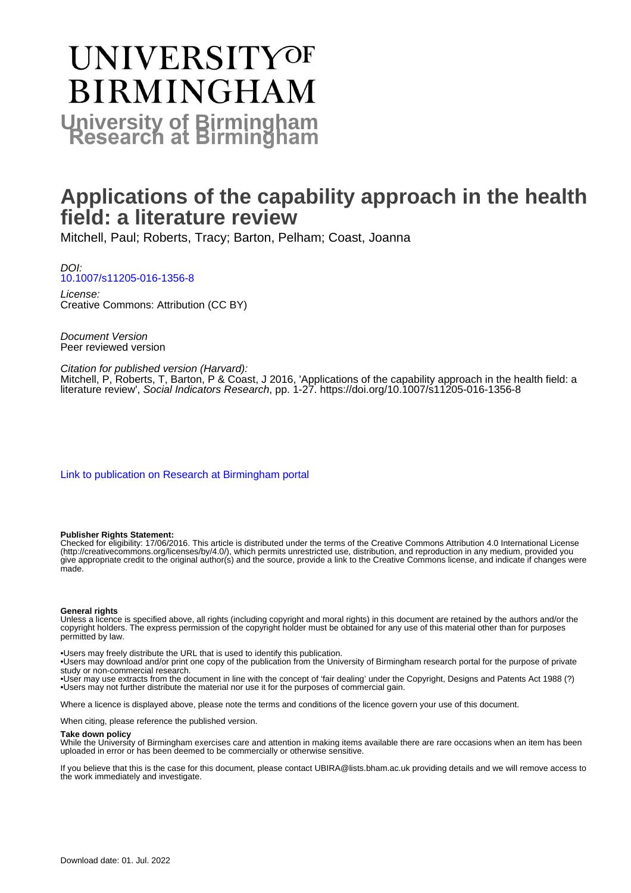# UNIVERSITY OF BIRMINGHAM

## University of Birmingham Research at Birmingham

# Applications of the capability approach in the health field: a literature review

Mitchell, Paul; Roberts, Tracy; Barton, Pelham; Coast, Joanna

*DOI:*
10.1007/s11205-016-1356-8

*License:*
Creative Commons: Attribution (CC BY)

*Document Version*
Peer reviewed version

*Citation for published version (Harvard):*
Mitchell, P, Roberts, T, Barton, P & Coast, J 2016, 'Applications of the capability approach in the health field: a literature review', *Social Indicators Research*, pp. 1-27. https://doi.org/10.1007/s11205-016-1356-8

Link to publication on Research at Birmingham portal

**Publisher Rights Statement:**
Checked for eligibility: 17/06/2016. This article is distributed under the terms of the Creative Commons Attribution 4.0 International License (http://creativecommons.org/licenses/by/4.0/), which permits unrestricted use, distribution, and reproduction in any medium, provided you give appropriate credit to the original author(s) and the source, provide a link to the Creative Commons license, and indicate if changes were made.

**General rights**
Unless a licence is specified above, all rights (including copyright and moral rights) in this document are retained by the authors and/or the copyright holders. The express permission of the copyright holder must be obtained for any use of this material other than for purposes permitted by law.

- •Users may freely distribute the URL that is used to identify this publication.
- •Users may download and/or print one copy of the publication from the University of Birmingham research portal for the purpose of private study or non-commercial research.
- •User may use extracts from the document in line with the concept of 'fair dealing' under the Copyright, Designs and Patents Act 1988 (?)
- •Users may not further distribute the material nor use it for the purposes of commercial gain.

Where a licence is displayed above, please note the terms and conditions of the licence govern your use of this document.

When citing, please reference the published version.

**Take down policy**
While the University of Birmingham exercises care and attention in making items available there are rare occasions when an item has been uploaded in error or has been deemed to be commercially or otherwise sensitive.

If you believe that this is the case for this document, please contact UBIRA@lists.bham.ac.uk providing details and we will remove access to the work immediately and investigate.

Download date: 01. Jul. 2022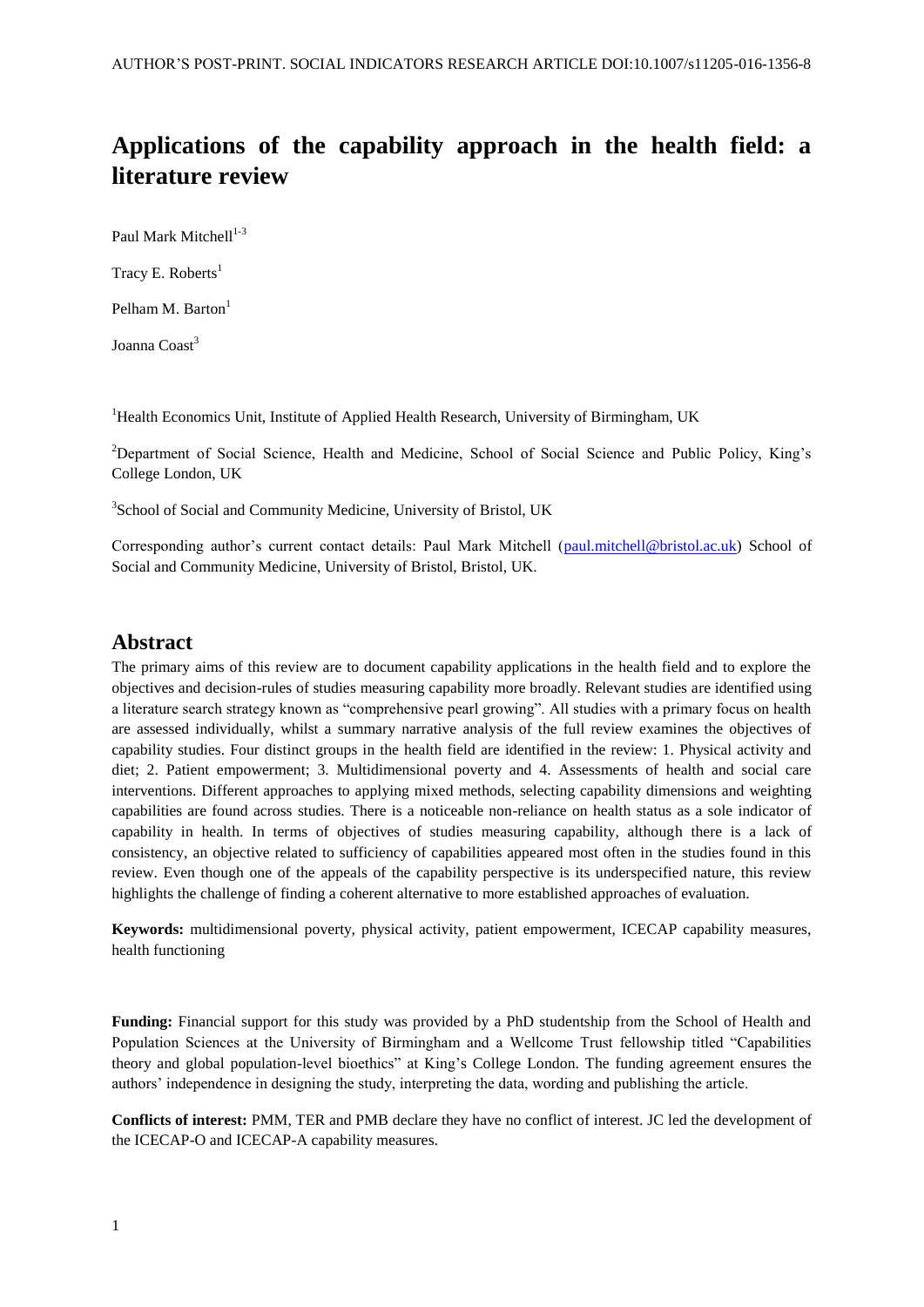# Applications of the capability approach in the health field: a literature review

Paul Mark Mitchell[1-3]

Tracy E. Roberts[1]

Pelham M. Barton[1]

Joanna Coast[3]

[1]Health Economics Unit, Institute of Applied Health Research, University of Birmingham, UK

[2]Department of Social Science, Health and Medicine, School of Social Science and Public Policy, King's College London, UK

[3]School of Social and Community Medicine, University of Bristol, UK

Corresponding author's current contact details: Paul Mark Mitchell (paul.mitchell@bristol.ac.uk) School of Social and Community Medicine, University of Bristol, Bristol, UK.

## Abstract

The primary aims of this review are to document capability applications in the health field and to explore the objectives and decision-rules of studies measuring capability more broadly. Relevant studies are identified using a literature search strategy known as "comprehensive pearl growing". All studies with a primary focus on health are assessed individually, whilst a summary narrative analysis of the full review examines the objectives of capability studies. Four distinct groups in the health field are identified in the review: 1. Physical activity and diet; 2. Patient empowerment; 3. Multidimensional poverty and 4. Assessments of health and social care interventions. Different approaches to applying mixed methods, selecting capability dimensions and weighting capabilities are found across studies. There is a noticeable non-reliance on health status as a sole indicator of capability in health. In terms of objectives of studies measuring capability, although there is a lack of consistency, an objective related to sufficiency of capabilities appeared most often in the studies found in this review. Even though one of the appeals of the capability perspective is its underspecified nature, this review highlights the challenge of finding a coherent alternative to more established approaches of evaluation.

**Keywords:** multidimensional poverty, physical activity, patient empowerment, ICECAP capability measures, health functioning

**Funding:** Financial support for this study was provided by a PhD studentship from the School of Health and Population Sciences at the University of Birmingham and a Wellcome Trust fellowship titled "Capabilities theory and global population-level bioethics" at King's College London. The funding agreement ensures the authors' independence in designing the study, interpreting the data, wording and publishing the article.

**Conflicts of interest:** PMM, TER and PMB declare they have no conflict of interest. JC led the development of the ICECAP-O and ICECAP-A capability measures.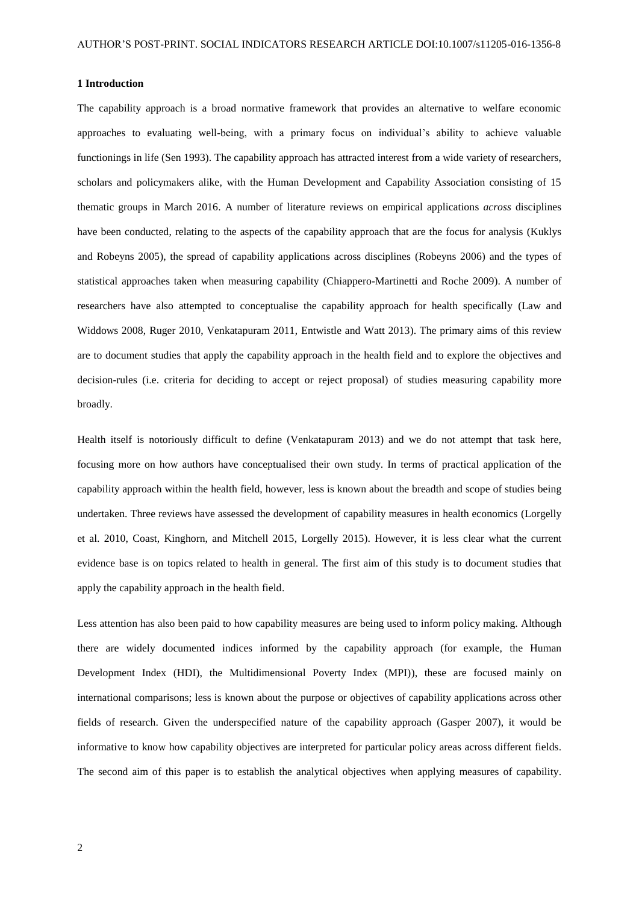## 1 Introduction

The capability approach is a broad normative framework that provides an alternative to welfare economic approaches to evaluating well-being, with a primary focus on individual's ability to achieve valuable functionings in life (Sen 1993). The capability approach has attracted interest from a wide variety of researchers, scholars and policymakers alike, with the Human Development and Capability Association consisting of 15 thematic groups in March 2016. A number of literature reviews on empirical applications *across* disciplines have been conducted, relating to the aspects of the capability approach that are the focus for analysis (Kuklys and Robeyns 2005), the spread of capability applications across disciplines (Robeyns 2006) and the types of statistical approaches taken when measuring capability (Chiappero-Martinetti and Roche 2009). A number of researchers have also attempted to conceptualise the capability approach for health specifically (Law and Widdows 2008, Ruger 2010, Venkatapuram 2011, Entwistle and Watt 2013). The primary aims of this review are to document studies that apply the capability approach in the health field and to explore the objectives and decision-rules (i.e. criteria for deciding to accept or reject proposal) of studies measuring capability more broadly.

Health itself is notoriously difficult to define (Venkatapuram 2013) and we do not attempt that task here, focusing more on how authors have conceptualised their own study. In terms of practical application of the capability approach within the health field, however, less is known about the breadth and scope of studies being undertaken. Three reviews have assessed the development of capability measures in health economics (Lorgelly et al. 2010, Coast, Kinghorn, and Mitchell 2015, Lorgelly 2015). However, it is less clear what the current evidence base is on topics related to health in general. The first aim of this study is to document studies that apply the capability approach in the health field.

Less attention has also been paid to how capability measures are being used to inform policy making. Although there are widely documented indices informed by the capability approach (for example, the Human Development Index (HDI), the Multidimensional Poverty Index (MPI)), these are focused mainly on international comparisons; less is known about the purpose or objectives of capability applications across other fields of research. Given the underspecified nature of the capability approach (Gasper 2007), it would be informative to know how capability objectives are interpreted for particular policy areas across different fields. The second aim of this paper is to establish the analytical objectives when applying measures of capability.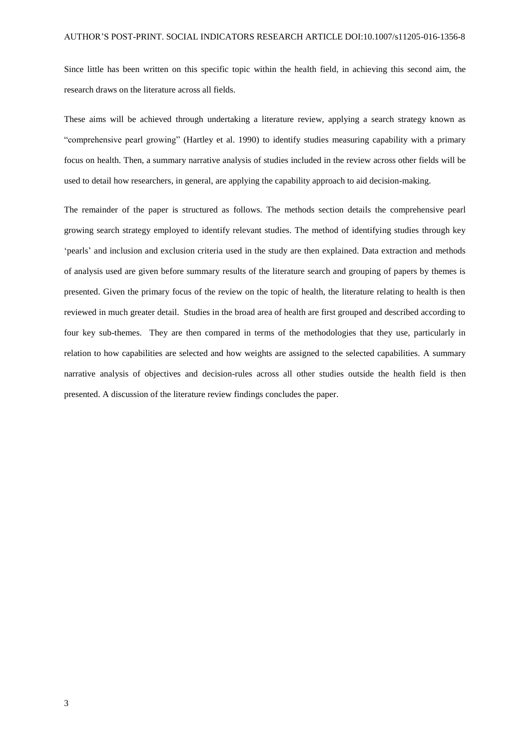Since little has been written on this specific topic within the health field, in achieving this second aim, the research draws on the literature across all fields.

These aims will be achieved through undertaking a literature review, applying a search strategy known as "comprehensive pearl growing" (Hartley et al. 1990) to identify studies measuring capability with a primary focus on health. Then, a summary narrative analysis of studies included in the review across other fields will be used to detail how researchers, in general, are applying the capability approach to aid decision-making.

The remainder of the paper is structured as follows. The methods section details the comprehensive pearl growing search strategy employed to identify relevant studies. The method of identifying studies through key 'pearls' and inclusion and exclusion criteria used in the study are then explained. Data extraction and methods of analysis used are given before summary results of the literature search and grouping of papers by themes is presented. Given the primary focus of the review on the topic of health, the literature relating to health is then reviewed in much greater detail. Studies in the broad area of health are first grouped and described according to four key sub-themes. They are then compared in terms of the methodologies that they use, particularly in relation to how capabilities are selected and how weights are assigned to the selected capabilities. A summary narrative analysis of objectives and decision-rules across all other studies outside the health field is then presented. A discussion of the literature review findings concludes the paper.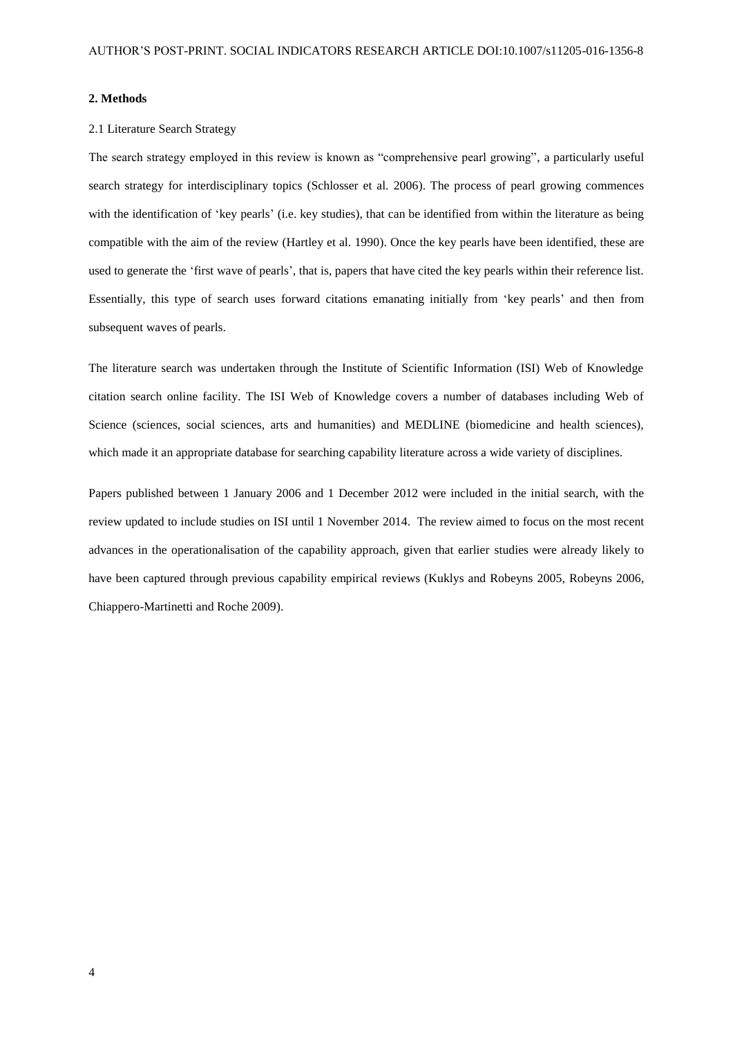## 2. Methods

### 2.1 Literature Search Strategy

The search strategy employed in this review is known as "comprehensive pearl growing", a particularly useful search strategy for interdisciplinary topics (Schlosser et al. 2006). The process of pearl growing commences with the identification of 'key pearls' (i.e. key studies), that can be identified from within the literature as being compatible with the aim of the review (Hartley et al. 1990). Once the key pearls have been identified, these are used to generate the 'first wave of pearls', that is, papers that have cited the key pearls within their reference list. Essentially, this type of search uses forward citations emanating initially from 'key pearls' and then from subsequent waves of pearls.

The literature search was undertaken through the Institute of Scientific Information (ISI) Web of Knowledge citation search online facility. The ISI Web of Knowledge covers a number of databases including Web of Science (sciences, social sciences, arts and humanities) and MEDLINE (biomedicine and health sciences), which made it an appropriate database for searching capability literature across a wide variety of disciplines.

Papers published between 1 January 2006 and 1 December 2012 were included in the initial search, with the review updated to include studies on ISI until 1 November 2014. The review aimed to focus on the most recent advances in the operationalisation of the capability approach, given that earlier studies were already likely to have been captured through previous capability empirical reviews (Kuklys and Robeyns 2005, Robeyns 2006, Chiappero-Martinetti and Roche 2009).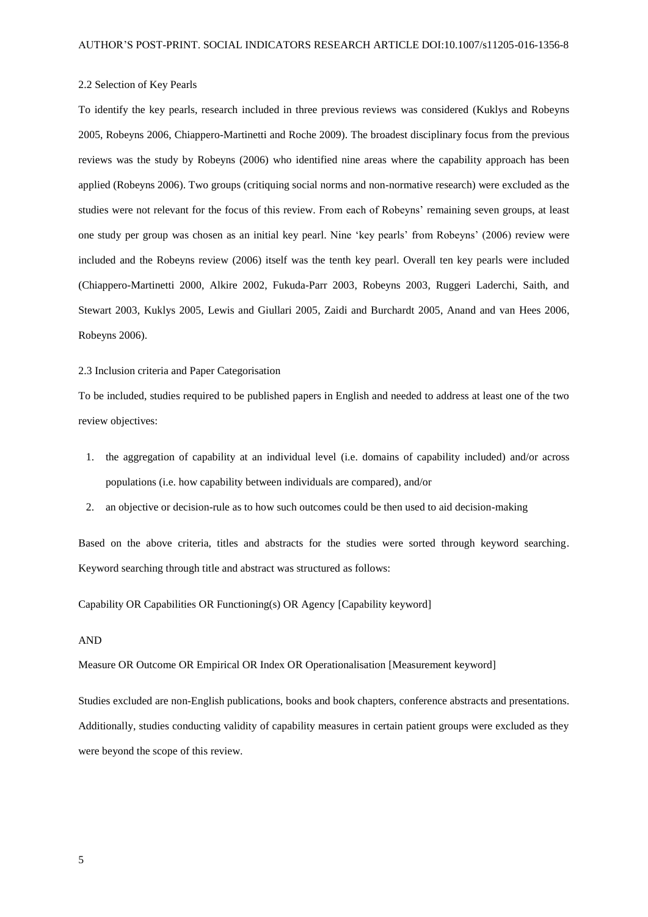### 2.2 Selection of Key Pearls

To identify the key pearls, research included in three previous reviews was considered (Kuklys and Robeyns 2005, Robeyns 2006, Chiappero-Martinetti and Roche 2009). The broadest disciplinary focus from the previous reviews was the study by Robeyns (2006) who identified nine areas where the capability approach has been applied (Robeyns 2006). Two groups (critiquing social norms and non-normative research) were excluded as the studies were not relevant for the focus of this review. From each of Robeyns' remaining seven groups, at least one study per group was chosen as an initial key pearl. Nine 'key pearls' from Robeyns' (2006) review were included and the Robeyns review (2006) itself was the tenth key pearl. Overall ten key pearls were included (Chiappero-Martinetti 2000, Alkire 2002, Fukuda-Parr 2003, Robeyns 2003, Ruggeri Laderchi, Saith, and Stewart 2003, Kuklys 2005, Lewis and Giullari 2005, Zaidi and Burchardt 2005, Anand and van Hees 2006, Robeyns 2006).

### 2.3 Inclusion criteria and Paper Categorisation

To be included, studies required to be published papers in English and needed to address at least one of the two review objectives:

1. the aggregation of capability at an individual level (i.e. domains of capability included) and/or across populations (i.e. how capability between individuals are compared), and/or
2. an objective or decision-rule as to how such outcomes could be then used to aid decision-making

Based on the above criteria, titles and abstracts for the studies were sorted through keyword searching. Keyword searching through title and abstract was structured as follows:

Capability OR Capabilities OR Functioning(s) OR Agency [Capability keyword]

AND

Measure OR Outcome OR Empirical OR Index OR Operationalisation [Measurement keyword]

Studies excluded are non-English publications, books and book chapters, conference abstracts and presentations. Additionally, studies conducting validity of capability measures in certain patient groups were excluded as they were beyond the scope of this review.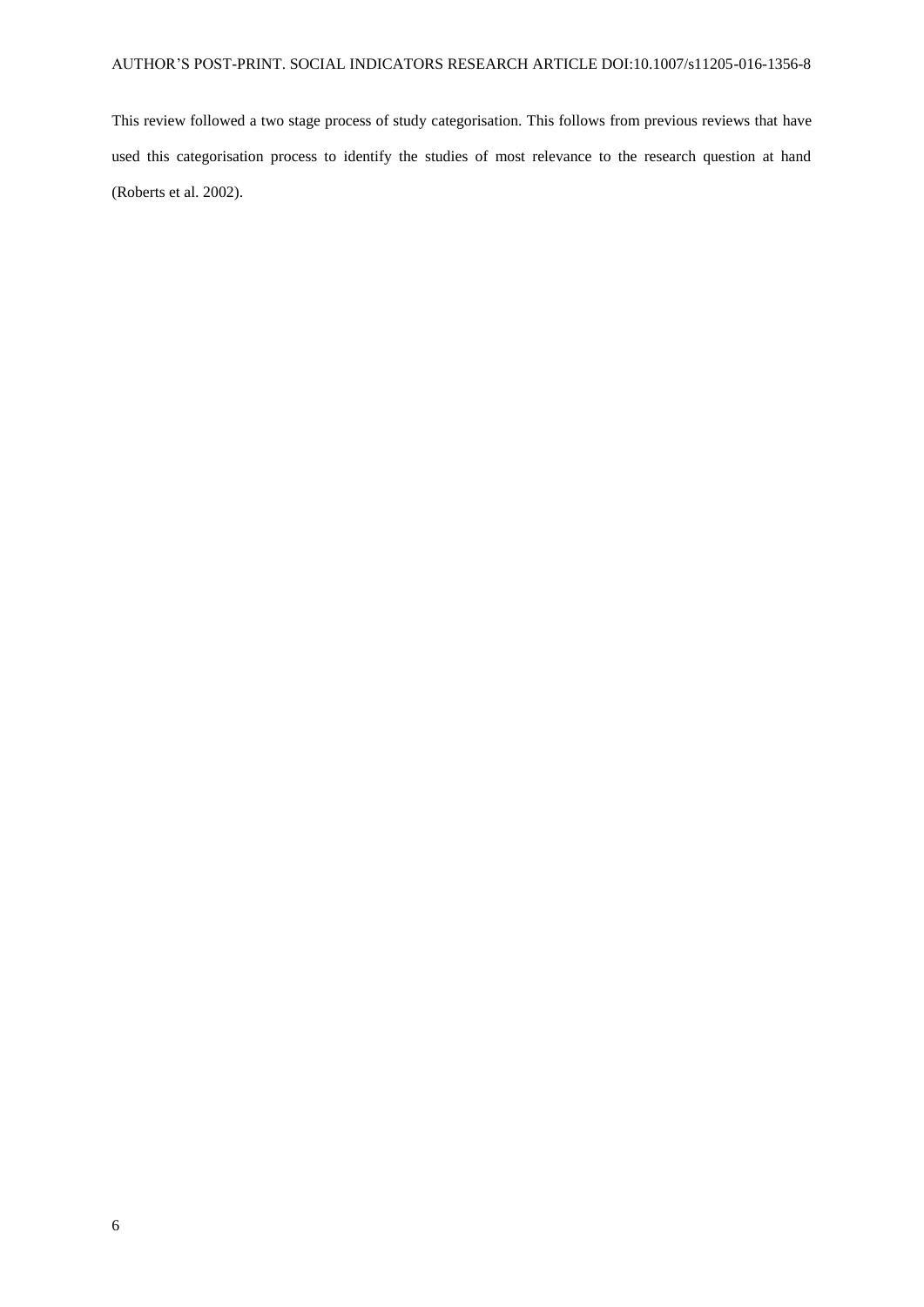This review followed a two stage process of study categorisation. This follows from previous reviews that have used this categorisation process to identify the studies of most relevance to the research question at hand (Roberts et al. 2002).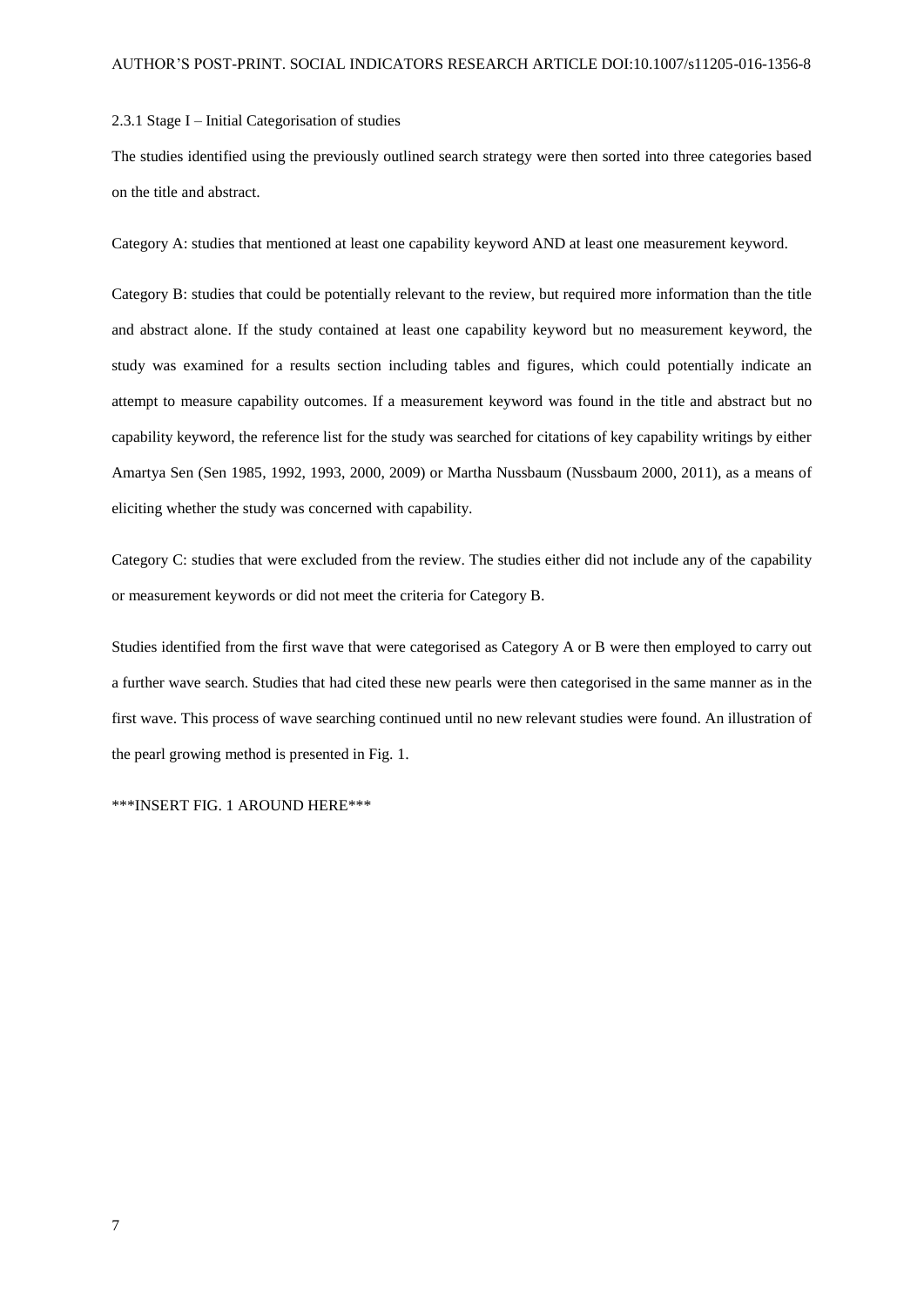#### 2.3.1 Stage I – Initial Categorisation of studies

The studies identified using the previously outlined search strategy were then sorted into three categories based on the title and abstract.

Category A: studies that mentioned at least one capability keyword AND at least one measurement keyword.

Category B: studies that could be potentially relevant to the review, but required more information than the title and abstract alone. If the study contained at least one capability keyword but no measurement keyword, the study was examined for a results section including tables and figures, which could potentially indicate an attempt to measure capability outcomes. If a measurement keyword was found in the title and abstract but no capability keyword, the reference list for the study was searched for citations of key capability writings by either Amartya Sen (Sen 1985, 1992, 1993, 2000, 2009) or Martha Nussbaum (Nussbaum 2000, 2011), as a means of eliciting whether the study was concerned with capability.

Category C: studies that were excluded from the review. The studies either did not include any of the capability or measurement keywords or did not meet the criteria for Category B.

Studies identified from the first wave that were categorised as Category A or B were then employed to carry out a further wave search. Studies that had cited these new pearls were then categorised in the same manner as in the first wave. This process of wave searching continued until no new relevant studies were found. An illustration of the pearl growing method is presented in Fig. 1.

***INSERT FIG. 1 AROUND HERE***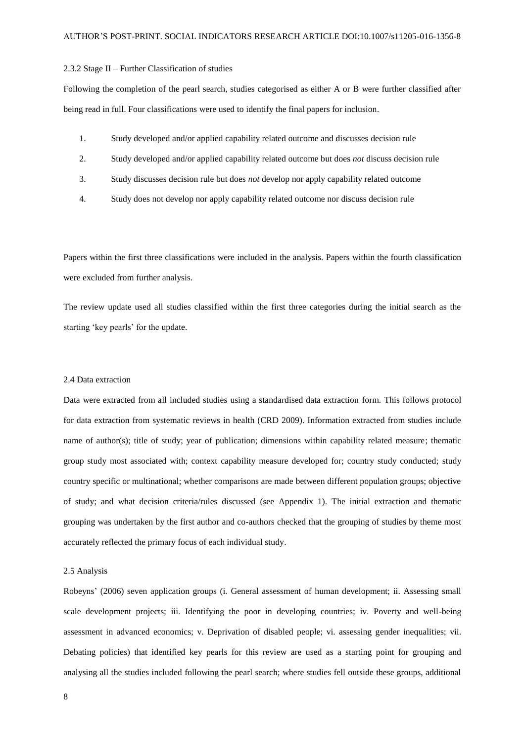### 2.3.2 Stage II – Further Classification of studies

Following the completion of the pearl search, studies categorised as either A or B were further classified after being read in full. Four classifications were used to identify the final papers for inclusion.

1. Study developed and/or applied capability related outcome and discusses decision rule
2. Study developed and/or applied capability related outcome but does *not* discuss decision rule
3. Study discusses decision rule but does *not* develop nor apply capability related outcome
4. Study does not develop nor apply capability related outcome nor discuss decision rule

Papers within the first three classifications were included in the analysis. Papers within the fourth classification were excluded from further analysis.

The review update used all studies classified within the first three categories during the initial search as the starting 'key pearls' for the update.

### 2.4 Data extraction

Data were extracted from all included studies using a standardised data extraction form. This follows protocol for data extraction from systematic reviews in health (CRD 2009). Information extracted from studies include name of author(s); title of study; year of publication; dimensions within capability related measure; thematic group study most associated with; context capability measure developed for; country study conducted; study country specific or multinational; whether comparisons are made between different population groups; objective of study; and what decision criteria/rules discussed (see Appendix 1). The initial extraction and thematic grouping was undertaken by the first author and co-authors checked that the grouping of studies by theme most accurately reflected the primary focus of each individual study.

### 2.5 Analysis

Robeyns' (2006) seven application groups (i. General assessment of human development; ii. Assessing small scale development projects; iii. Identifying the poor in developing countries; iv. Poverty and well-being assessment in advanced economics; v. Deprivation of disabled people; vi. assessing gender inequalities; vii. Debating policies) that identified key pearls for this review are used as a starting point for grouping and analysing all the studies included following the pearl search; where studies fell outside these groups, additional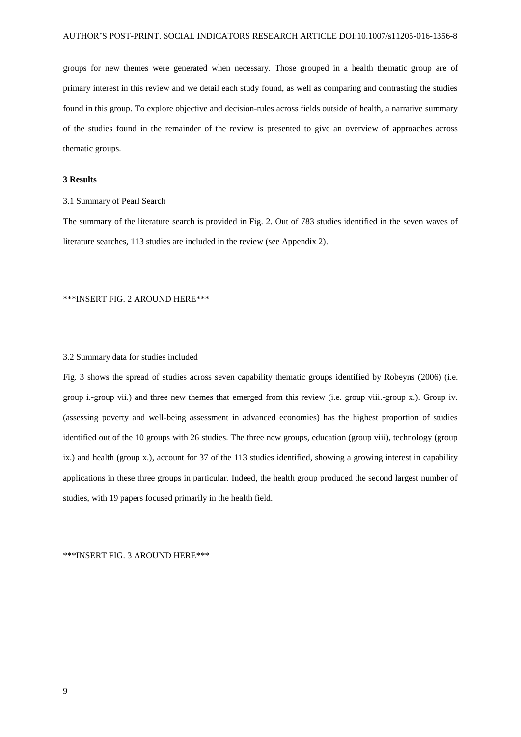groups for new themes were generated when necessary. Those grouped in a health thematic group are of primary interest in this review and we detail each study found, as well as comparing and contrasting the studies found in this group. To explore objective and decision-rules across fields outside of health, a narrative summary of the studies found in the remainder of the review is presented to give an overview of approaches across thematic groups.

## 3 Results

### 3.1 Summary of Pearl Search

The summary of the literature search is provided in Fig. 2. Out of 783 studies identified in the seven waves of literature searches, 113 studies are included in the review (see Appendix 2).

***INSERT FIG. 2 AROUND HERE***

### 3.2 Summary data for studies included

Fig. 3 shows the spread of studies across seven capability thematic groups identified by Robeyns (2006) (i.e. group i.-group vii.) and three new themes that emerged from this review (i.e. group viii.-group x.). Group iv. (assessing poverty and well-being assessment in advanced economies) has the highest proportion of studies identified out of the 10 groups with 26 studies. The three new groups, education (group viii), technology (group ix.) and health (group x.), account for 37 of the 113 studies identified, showing a growing interest in capability applications in these three groups in particular. Indeed, the health group produced the second largest number of studies, with 19 papers focused primarily in the health field.

***INSERT FIG. 3 AROUND HERE***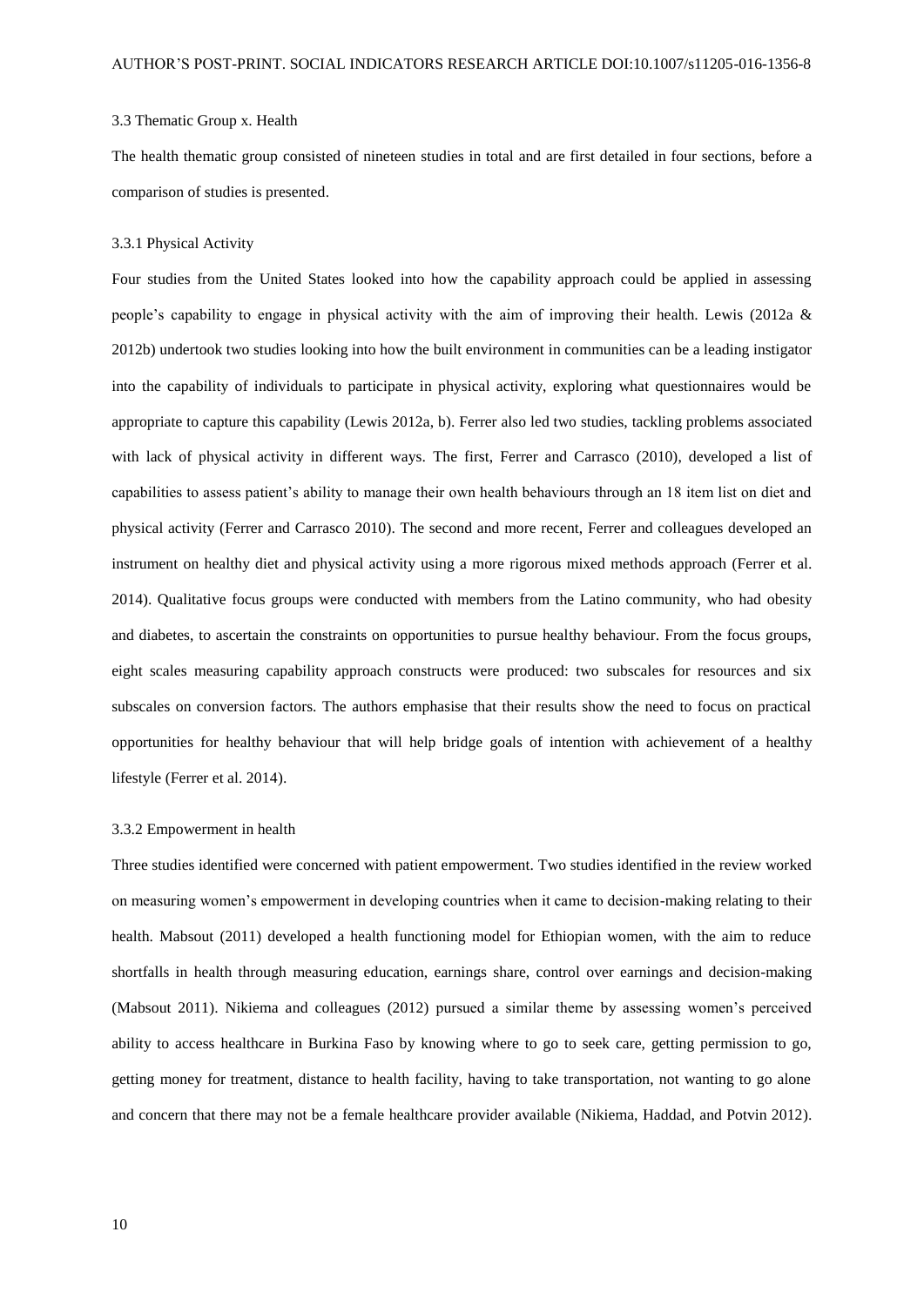### 3.3 Thematic Group x. Health

The health thematic group consisted of nineteen studies in total and are first detailed in four sections, before a comparison of studies is presented.

#### 3.3.1 Physical Activity

Four studies from the United States looked into how the capability approach could be applied in assessing people's capability to engage in physical activity with the aim of improving their health. Lewis (2012a & 2012b) undertook two studies looking into how the built environment in communities can be a leading instigator into the capability of individuals to participate in physical activity, exploring what questionnaires would be appropriate to capture this capability (Lewis 2012a, b). Ferrer also led two studies, tackling problems associated with lack of physical activity in different ways. The first, Ferrer and Carrasco (2010), developed a list of capabilities to assess patient's ability to manage their own health behaviours through an 18 item list on diet and physical activity (Ferrer and Carrasco 2010). The second and more recent, Ferrer and colleagues developed an instrument on healthy diet and physical activity using a more rigorous mixed methods approach (Ferrer et al. 2014). Qualitative focus groups were conducted with members from the Latino community, who had obesity and diabetes, to ascertain the constraints on opportunities to pursue healthy behaviour. From the focus groups, eight scales measuring capability approach constructs were produced: two subscales for resources and six subscales on conversion factors. The authors emphasise that their results show the need to focus on practical opportunities for healthy behaviour that will help bridge goals of intention with achievement of a healthy lifestyle (Ferrer et al. 2014).

#### 3.3.2 Empowerment in health

Three studies identified were concerned with patient empowerment. Two studies identified in the review worked on measuring women's empowerment in developing countries when it came to decision-making relating to their health. Mabsout (2011) developed a health functioning model for Ethiopian women, with the aim to reduce shortfalls in health through measuring education, earnings share, control over earnings and decision-making (Mabsout 2011). Nikiema and colleagues (2012) pursued a similar theme by assessing women's perceived ability to access healthcare in Burkina Faso by knowing where to go to seek care, getting permission to go, getting money for treatment, distance to health facility, having to take transportation, not wanting to go alone and concern that there may not be a female healthcare provider available (Nikiema, Haddad, and Potvin 2012).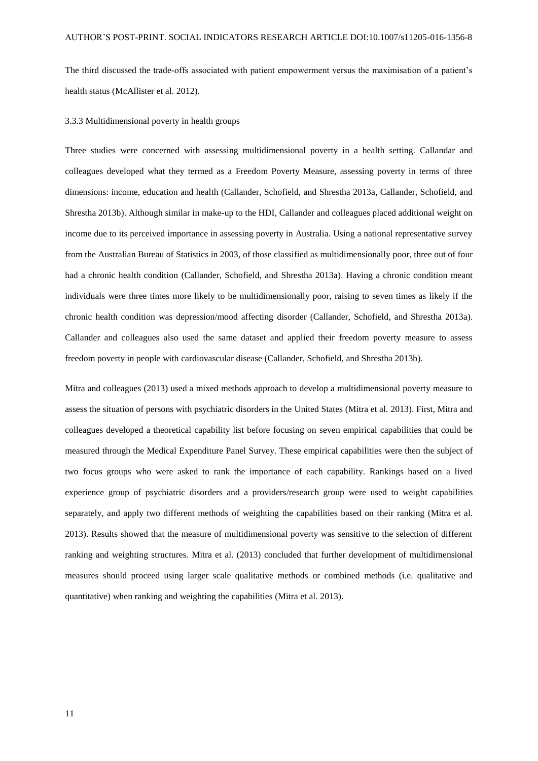The third discussed the trade-offs associated with patient empowerment versus the maximisation of a patient's health status (McAllister et al. 2012).

### 3.3.3 Multidimensional poverty in health groups

Three studies were concerned with assessing multidimensional poverty in a health setting. Callandar and colleagues developed what they termed as a Freedom Poverty Measure, assessing poverty in terms of three dimensions: income, education and health (Callander, Schofield, and Shrestha 2013a, Callander, Schofield, and Shrestha 2013b). Although similar in make-up to the HDI, Callander and colleagues placed additional weight on income due to its perceived importance in assessing poverty in Australia. Using a national representative survey from the Australian Bureau of Statistics in 2003, of those classified as multidimensionally poor, three out of four had a chronic health condition (Callander, Schofield, and Shrestha 2013a). Having a chronic condition meant individuals were three times more likely to be multidimensionally poor, raising to seven times as likely if the chronic health condition was depression/mood affecting disorder (Callander, Schofield, and Shrestha 2013a). Callander and colleagues also used the same dataset and applied their freedom poverty measure to assess freedom poverty in people with cardiovascular disease (Callander, Schofield, and Shrestha 2013b).

Mitra and colleagues (2013) used a mixed methods approach to develop a multidimensional poverty measure to assess the situation of persons with psychiatric disorders in the United States (Mitra et al. 2013). First, Mitra and colleagues developed a theoretical capability list before focusing on seven empirical capabilities that could be measured through the Medical Expenditure Panel Survey. These empirical capabilities were then the subject of two focus groups who were asked to rank the importance of each capability. Rankings based on a lived experience group of psychiatric disorders and a providers/research group were used to weight capabilities separately, and apply two different methods of weighting the capabilities based on their ranking (Mitra et al. 2013). Results showed that the measure of multidimensional poverty was sensitive to the selection of different ranking and weighting structures. Mitra et al. (2013) concluded that further development of multidimensional measures should proceed using larger scale qualitative methods or combined methods (i.e. qualitative and quantitative) when ranking and weighting the capabilities (Mitra et al. 2013).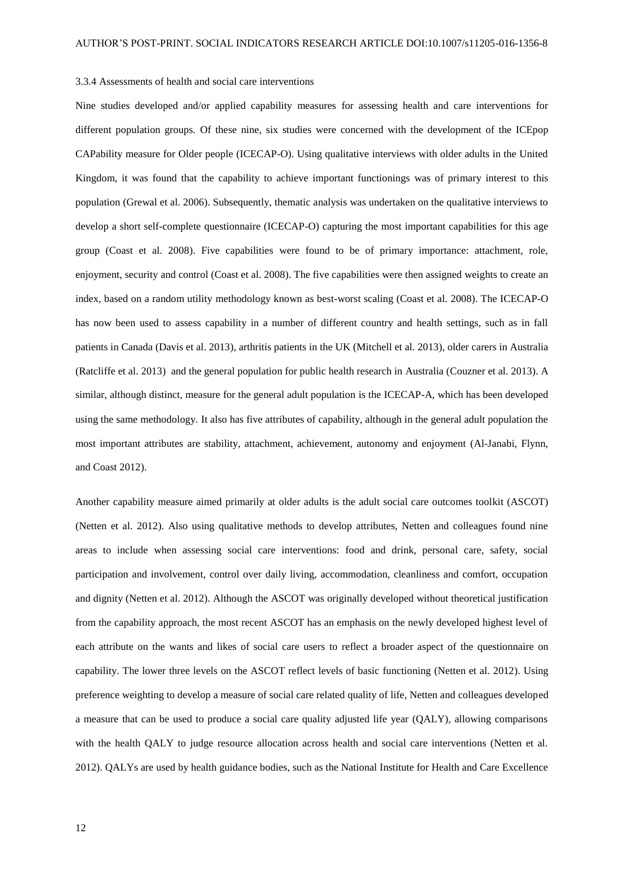### 3.3.4 Assessments of health and social care interventions

Nine studies developed and/or applied capability measures for assessing health and care interventions for different population groups. Of these nine, six studies were concerned with the development of the ICEpop CAPability measure for Older people (ICECAP-O). Using qualitative interviews with older adults in the United Kingdom, it was found that the capability to achieve important functionings was of primary interest to this population (Grewal et al. 2006). Subsequently, thematic analysis was undertaken on the qualitative interviews to develop a short self-complete questionnaire (ICECAP-O) capturing the most important capabilities for this age group (Coast et al. 2008). Five capabilities were found to be of primary importance: attachment, role, enjoyment, security and control (Coast et al. 2008). The five capabilities were then assigned weights to create an index, based on a random utility methodology known as best-worst scaling (Coast et al. 2008). The ICECAP-O has now been used to assess capability in a number of different country and health settings, such as in fall patients in Canada (Davis et al. 2013), arthritis patients in the UK (Mitchell et al. 2013), older carers in Australia (Ratcliffe et al. 2013) and the general population for public health research in Australia (Couzner et al. 2013). A similar, although distinct, measure for the general adult population is the ICECAP-A, which has been developed using the same methodology. It also has five attributes of capability, although in the general adult population the most important attributes are stability, attachment, achievement, autonomy and enjoyment (Al-Janabi, Flynn, and Coast 2012).

Another capability measure aimed primarily at older adults is the adult social care outcomes toolkit (ASCOT) (Netten et al. 2012). Also using qualitative methods to develop attributes, Netten and colleagues found nine areas to include when assessing social care interventions: food and drink, personal care, safety, social participation and involvement, control over daily living, accommodation, cleanliness and comfort, occupation and dignity (Netten et al. 2012). Although the ASCOT was originally developed without theoretical justification from the capability approach, the most recent ASCOT has an emphasis on the newly developed highest level of each attribute on the wants and likes of social care users to reflect a broader aspect of the questionnaire on capability. The lower three levels on the ASCOT reflect levels of basic functioning (Netten et al. 2012). Using preference weighting to develop a measure of social care related quality of life, Netten and colleagues developed a measure that can be used to produce a social care quality adjusted life year (QALY), allowing comparisons with the health QALY to judge resource allocation across health and social care interventions (Netten et al. 2012). QALYs are used by health guidance bodies, such as the National Institute for Health and Care Excellence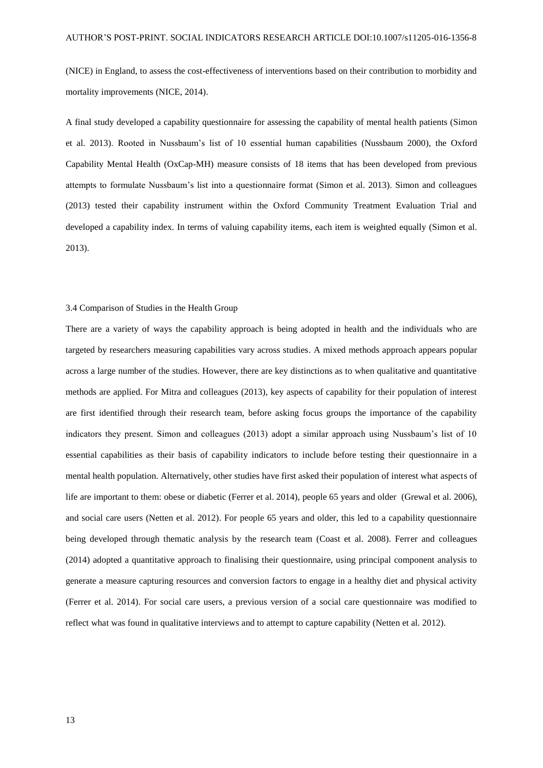(NICE) in England, to assess the cost-effectiveness of interventions based on their contribution to morbidity and mortality improvements (NICE, 2014).

A final study developed a capability questionnaire for assessing the capability of mental health patients (Simon et al. 2013). Rooted in Nussbaum's list of 10 essential human capabilities (Nussbaum 2000), the Oxford Capability Mental Health (OxCap-MH) measure consists of 18 items that has been developed from previous attempts to formulate Nussbaum's list into a questionnaire format (Simon et al. 2013). Simon and colleagues (2013) tested their capability instrument within the Oxford Community Treatment Evaluation Trial and developed a capability index. In terms of valuing capability items, each item is weighted equally (Simon et al. 2013).

### 3.4 Comparison of Studies in the Health Group

There are a variety of ways the capability approach is being adopted in health and the individuals who are targeted by researchers measuring capabilities vary across studies. A mixed methods approach appears popular across a large number of the studies. However, there are key distinctions as to when qualitative and quantitative methods are applied. For Mitra and colleagues (2013), key aspects of capability for their population of interest are first identified through their research team, before asking focus groups the importance of the capability indicators they present. Simon and colleagues (2013) adopt a similar approach using Nussbaum's list of 10 essential capabilities as their basis of capability indicators to include before testing their questionnaire in a mental health population. Alternatively, other studies have first asked their population of interest what aspects of life are important to them: obese or diabetic (Ferrer et al. 2014), people 65 years and older (Grewal et al. 2006), and social care users (Netten et al. 2012). For people 65 years and older, this led to a capability questionnaire being developed through thematic analysis by the research team (Coast et al. 2008). Ferrer and colleagues (2014) adopted a quantitative approach to finalising their questionnaire, using principal component analysis to generate a measure capturing resources and conversion factors to engage in a healthy diet and physical activity (Ferrer et al. 2014). For social care users, a previous version of a social care questionnaire was modified to reflect what was found in qualitative interviews and to attempt to capture capability (Netten et al. 2012).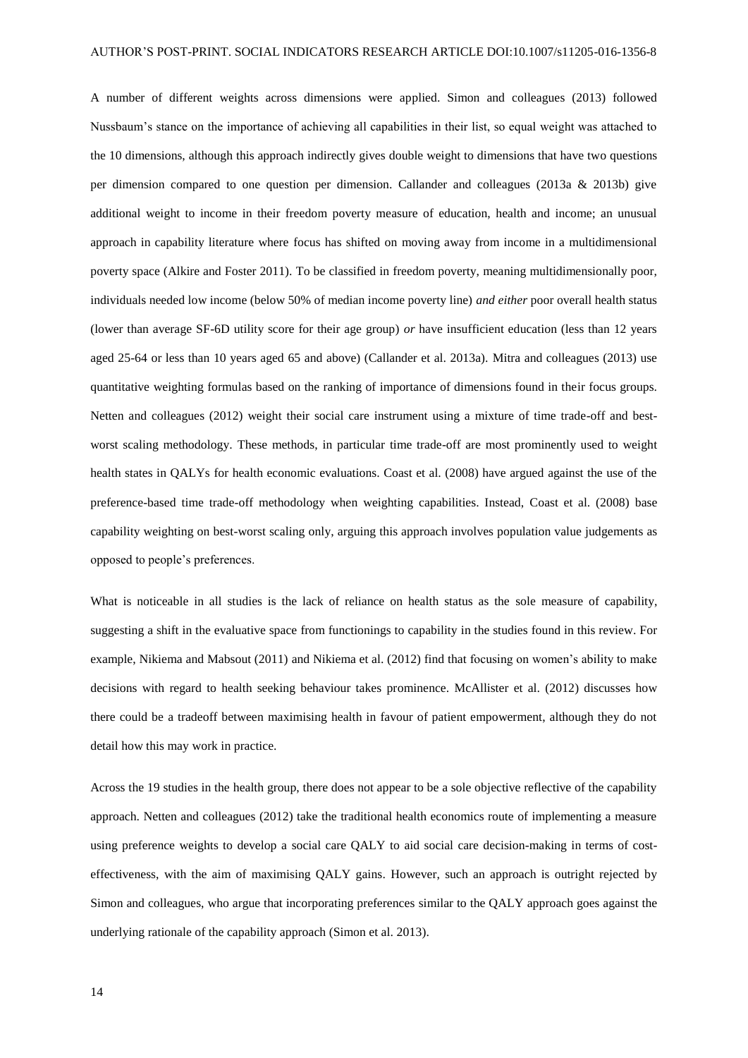A number of different weights across dimensions were applied. Simon and colleagues (2013) followed Nussbaum's stance on the importance of achieving all capabilities in their list, so equal weight was attached to the 10 dimensions, although this approach indirectly gives double weight to dimensions that have two questions per dimension compared to one question per dimension. Callander and colleagues (2013a & 2013b) give additional weight to income in their freedom poverty measure of education, health and income; an unusual approach in capability literature where focus has shifted on moving away from income in a multidimensional poverty space (Alkire and Foster 2011). To be classified in freedom poverty, meaning multidimensionally poor, individuals needed low income (below 50% of median income poverty line) *and either* poor overall health status (lower than average SF-6D utility score for their age group) *or* have insufficient education (less than 12 years aged 25-64 or less than 10 years aged 65 and above) (Callander et al. 2013a). Mitra and colleagues (2013) use quantitative weighting formulas based on the ranking of importance of dimensions found in their focus groups. Netten and colleagues (2012) weight their social care instrument using a mixture of time trade-off and best-worst scaling methodology. These methods, in particular time trade-off are most prominently used to weight health states in QALYs for health economic evaluations. Coast et al. (2008) have argued against the use of the preference-based time trade-off methodology when weighting capabilities. Instead, Coast et al. (2008) base capability weighting on best-worst scaling only, arguing this approach involves population value judgements as opposed to people's preferences.

What is noticeable in all studies is the lack of reliance on health status as the sole measure of capability, suggesting a shift in the evaluative space from functionings to capability in the studies found in this review. For example, Nikiema and Mabsout (2011) and Nikiema et al. (2012) find that focusing on women's ability to make decisions with regard to health seeking behaviour takes prominence. McAllister et al. (2012) discusses how there could be a tradeoff between maximising health in favour of patient empowerment, although they do not detail how this may work in practice.

Across the 19 studies in the health group, there does not appear to be a sole objective reflective of the capability approach. Netten and colleagues (2012) take the traditional health economics route of implementing a measure using preference weights to develop a social care QALY to aid social care decision-making in terms of cost-effectiveness, with the aim of maximising QALY gains. However, such an approach is outright rejected by Simon and colleagues, who argue that incorporating preferences similar to the QALY approach goes against the underlying rationale of the capability approach (Simon et al. 2013).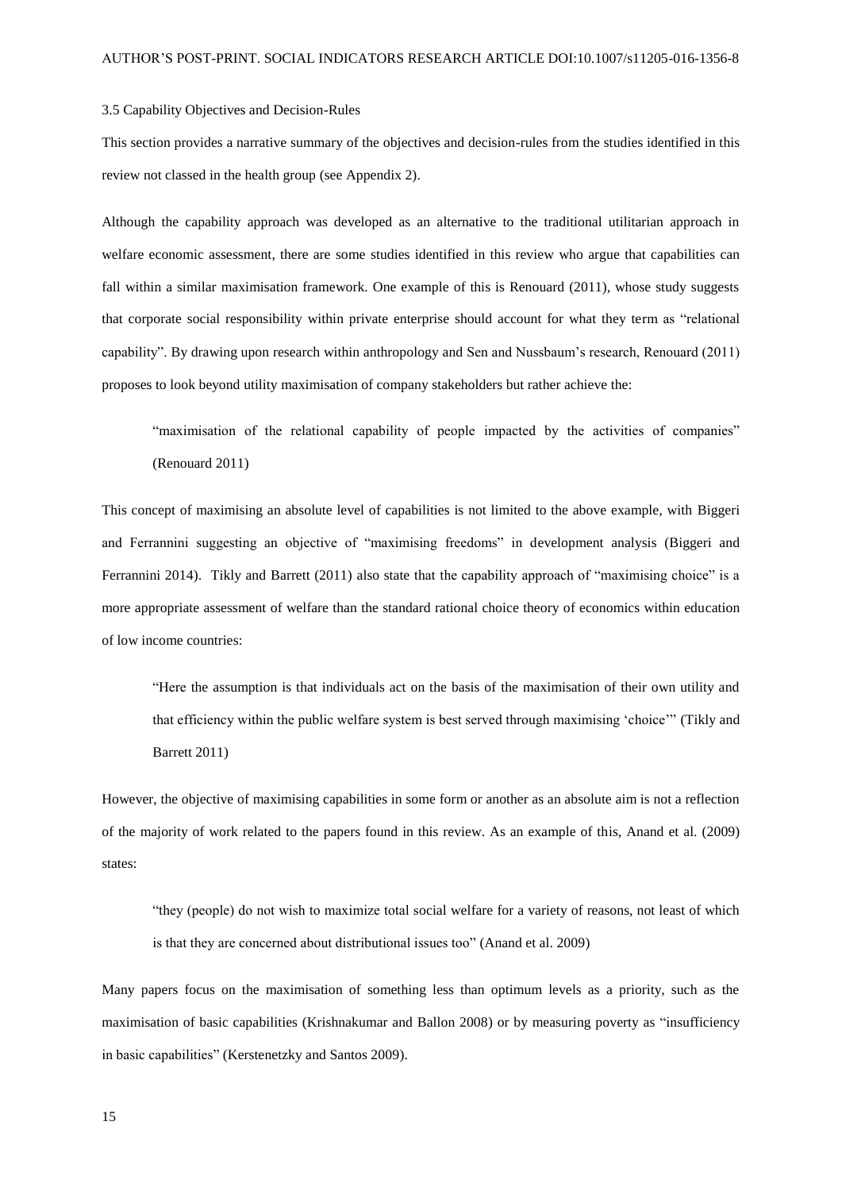### 3.5 Capability Objectives and Decision-Rules

This section provides a narrative summary of the objectives and decision-rules from the studies identified in this review not classed in the health group (see Appendix 2).

Although the capability approach was developed as an alternative to the traditional utilitarian approach in welfare economic assessment, there are some studies identified in this review who argue that capabilities can fall within a similar maximisation framework. One example of this is Renouard (2011), whose study suggests that corporate social responsibility within private enterprise should account for what they term as "relational capability". By drawing upon research within anthropology and Sen and Nussbaum's research, Renouard (2011) proposes to look beyond utility maximisation of company stakeholders but rather achieve the:

> "maximisation of the relational capability of people impacted by the activities of companies" (Renouard 2011)

This concept of maximising an absolute level of capabilities is not limited to the above example, with Biggeri and Ferrannini suggesting an objective of "maximising freedoms" in development analysis (Biggeri and Ferrannini 2014). Tikly and Barrett (2011) also state that the capability approach of "maximising choice" is a more appropriate assessment of welfare than the standard rational choice theory of economics within education of low income countries:

> "Here the assumption is that individuals act on the basis of the maximisation of their own utility and that efficiency within the public welfare system is best served through maximising 'choice'" (Tikly and Barrett 2011)

However, the objective of maximising capabilities in some form or another as an absolute aim is not a reflection of the majority of work related to the papers found in this review. As an example of this, Anand et al. (2009) states:

> "they (people) do not wish to maximize total social welfare for a variety of reasons, not least of which is that they are concerned about distributional issues too" (Anand et al. 2009)

Many papers focus on the maximisation of something less than optimum levels as a priority, such as the maximisation of basic capabilities (Krishnakumar and Ballon 2008) or by measuring poverty as "insufficiency in basic capabilities" (Kerstenetzky and Santos 2009).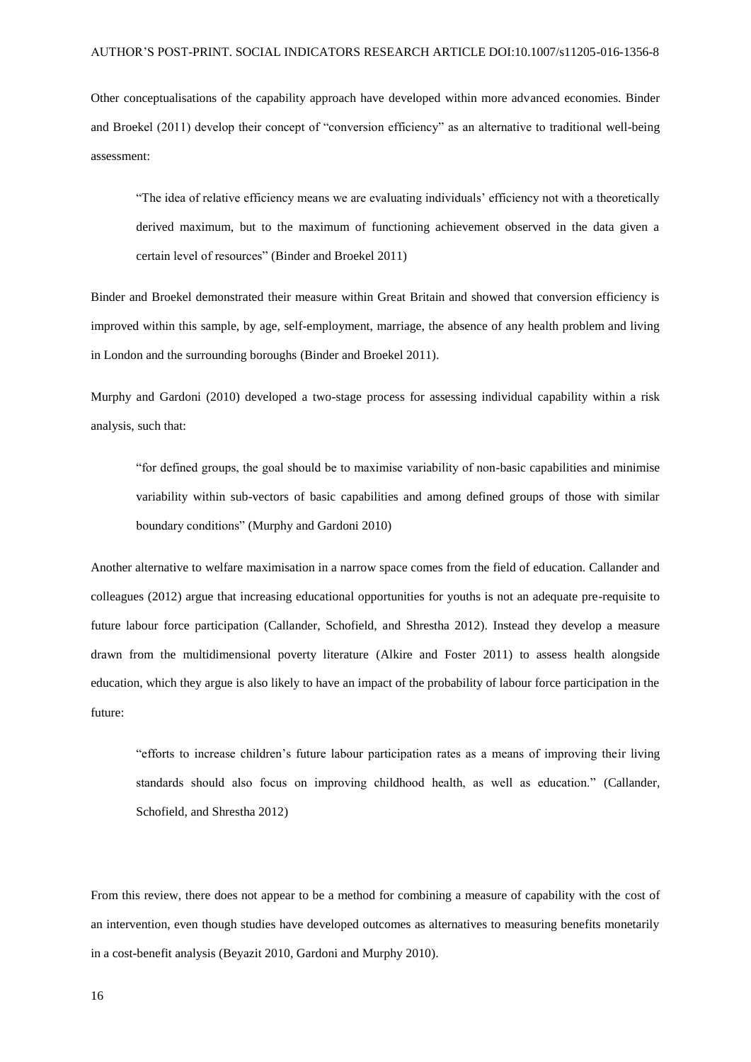Other conceptualisations of the capability approach have developed within more advanced economies. Binder and Broekel (2011) develop their concept of "conversion efficiency" as an alternative to traditional well-being assessment:

> "The idea of relative efficiency means we are evaluating individuals' efficiency not with a theoretically derived maximum, but to the maximum of functioning achievement observed in the data given a certain level of resources" (Binder and Broekel 2011)

Binder and Broekel demonstrated their measure within Great Britain and showed that conversion efficiency is improved within this sample, by age, self-employment, marriage, the absence of any health problem and living in London and the surrounding boroughs (Binder and Broekel 2011).

Murphy and Gardoni (2010) developed a two-stage process for assessing individual capability within a risk analysis, such that:

> "for defined groups, the goal should be to maximise variability of non-basic capabilities and minimise variability within sub-vectors of basic capabilities and among defined groups of those with similar boundary conditions" (Murphy and Gardoni 2010)

Another alternative to welfare maximisation in a narrow space comes from the field of education. Callander and colleagues (2012) argue that increasing educational opportunities for youths is not an adequate pre-requisite to future labour force participation (Callander, Schofield, and Shrestha 2012). Instead they develop a measure drawn from the multidimensional poverty literature (Alkire and Foster 2011) to assess health alongside education, which they argue is also likely to have an impact of the probability of labour force participation in the future:

> "efforts to increase children's future labour participation rates as a means of improving their living standards should also focus on improving childhood health, as well as education." (Callander, Schofield, and Shrestha 2012)

From this review, there does not appear to be a method for combining a measure of capability with the cost of an intervention, even though studies have developed outcomes as alternatives to measuring benefits monetarily in a cost-benefit analysis (Beyazit 2010, Gardoni and Murphy 2010).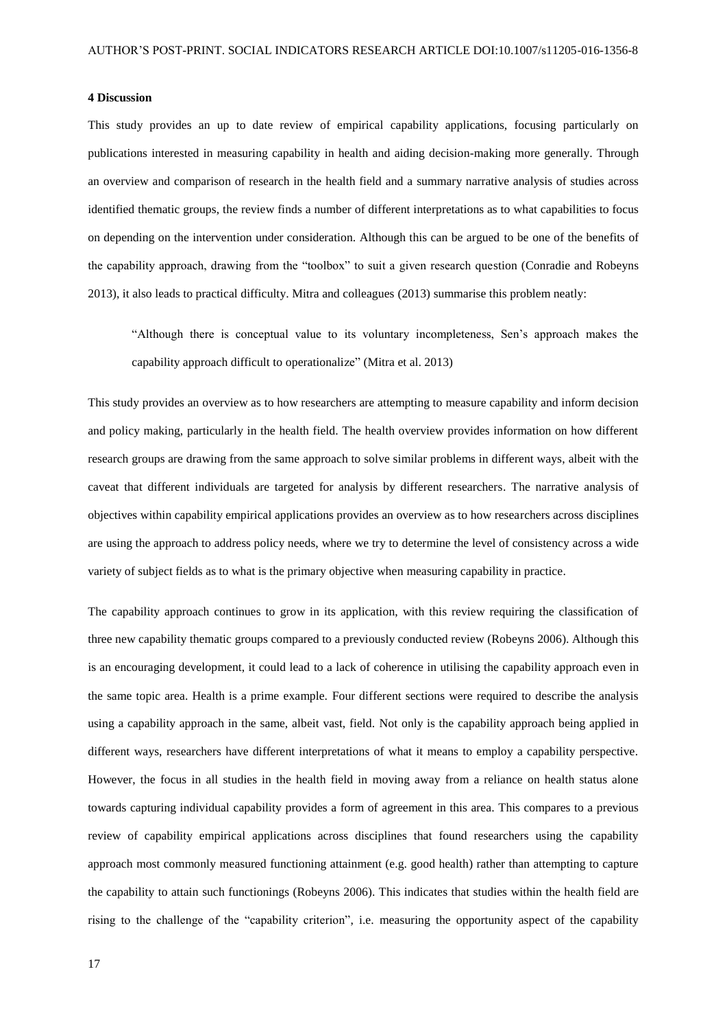#### 4 Discussion

This study provides an up to date review of empirical capability applications, focusing particularly on publications interested in measuring capability in health and aiding decision-making more generally. Through an overview and comparison of research in the health field and a summary narrative analysis of studies across identified thematic groups, the review finds a number of different interpretations as to what capabilities to focus on depending on the intervention under consideration. Although this can be argued to be one of the benefits of the capability approach, drawing from the "toolbox" to suit a given research question (Conradie and Robeyns 2013), it also leads to practical difficulty. Mitra and colleagues (2013) summarise this problem neatly:

> "Although there is conceptual value to its voluntary incompleteness, Sen's approach makes the capability approach difficult to operationalize" (Mitra et al. 2013)

This study provides an overview as to how researchers are attempting to measure capability and inform decision and policy making, particularly in the health field. The health overview provides information on how different research groups are drawing from the same approach to solve similar problems in different ways, albeit with the caveat that different individuals are targeted for analysis by different researchers. The narrative analysis of objectives within capability empirical applications provides an overview as to how researchers across disciplines are using the approach to address policy needs, where we try to determine the level of consistency across a wide variety of subject fields as to what is the primary objective when measuring capability in practice.

The capability approach continues to grow in its application, with this review requiring the classification of three new capability thematic groups compared to a previously conducted review (Robeyns 2006). Although this is an encouraging development, it could lead to a lack of coherence in utilising the capability approach even in the same topic area. Health is a prime example. Four different sections were required to describe the analysis using a capability approach in the same, albeit vast, field. Not only is the capability approach being applied in different ways, researchers have different interpretations of what it means to employ a capability perspective. However, the focus in all studies in the health field in moving away from a reliance on health status alone towards capturing individual capability provides a form of agreement in this area. This compares to a previous review of capability empirical applications across disciplines that found researchers using the capability approach most commonly measured functioning attainment (e.g. good health) rather than attempting to capture the capability to attain such functionings (Robeyns 2006). This indicates that studies within the health field are rising to the challenge of the "capability criterion", i.e. measuring the opportunity aspect of the capability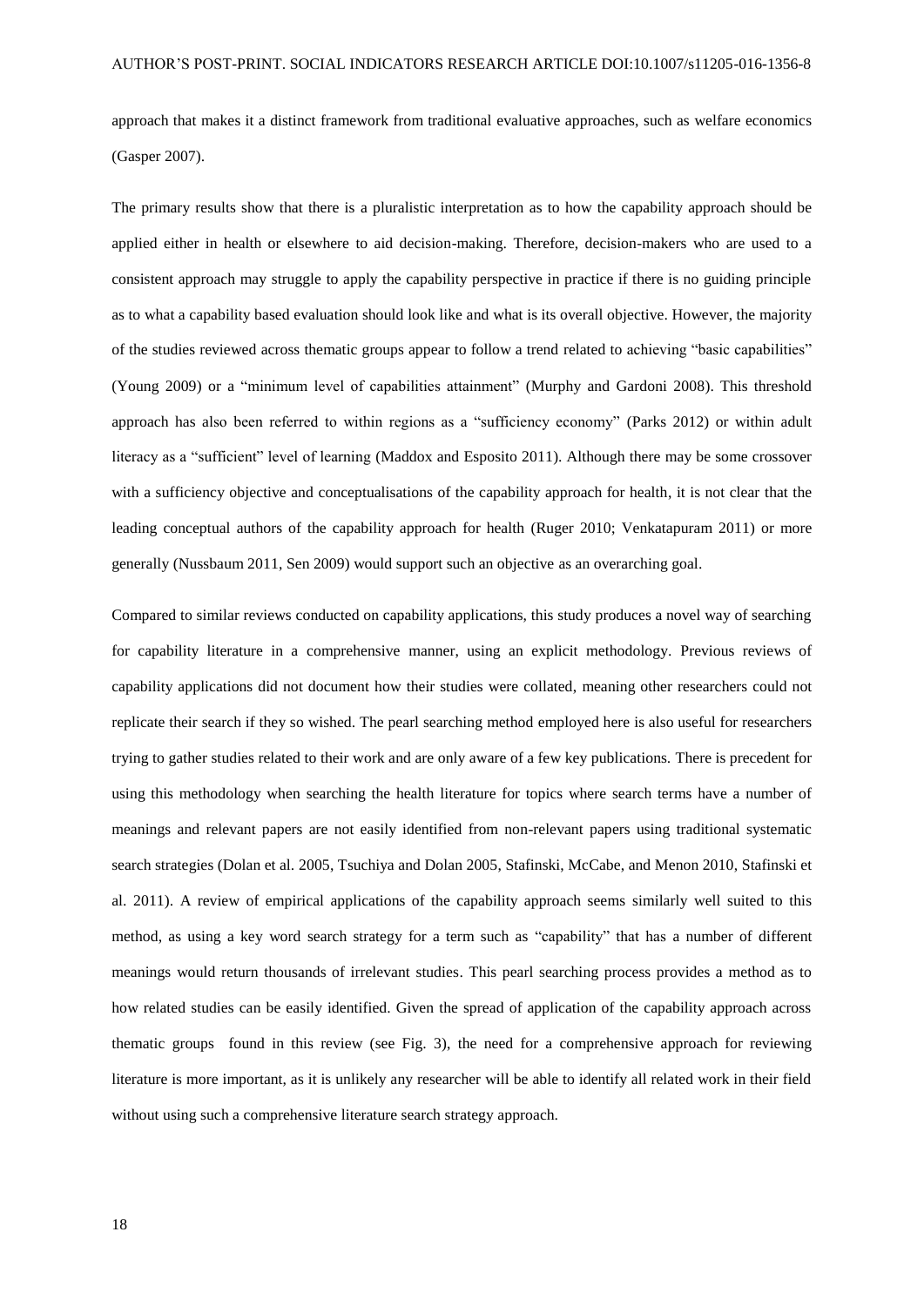approach that makes it a distinct framework from traditional evaluative approaches, such as welfare economics (Gasper 2007).

The primary results show that there is a pluralistic interpretation as to how the capability approach should be applied either in health or elsewhere to aid decision-making. Therefore, decision-makers who are used to a consistent approach may struggle to apply the capability perspective in practice if there is no guiding principle as to what a capability based evaluation should look like and what is its overall objective. However, the majority of the studies reviewed across thematic groups appear to follow a trend related to achieving "basic capabilities" (Young 2009) or a "minimum level of capabilities attainment" (Murphy and Gardoni 2008). This threshold approach has also been referred to within regions as a "sufficiency economy" (Parks 2012) or within adult literacy as a "sufficient" level of learning (Maddox and Esposito 2011). Although there may be some crossover with a sufficiency objective and conceptualisations of the capability approach for health, it is not clear that the leading conceptual authors of the capability approach for health (Ruger 2010; Venkatapuram 2011) or more generally (Nussbaum 2011, Sen 2009) would support such an objective as an overarching goal.

Compared to similar reviews conducted on capability applications, this study produces a novel way of searching for capability literature in a comprehensive manner, using an explicit methodology. Previous reviews of capability applications did not document how their studies were collated, meaning other researchers could not replicate their search if they so wished. The pearl searching method employed here is also useful for researchers trying to gather studies related to their work and are only aware of a few key publications. There is precedent for using this methodology when searching the health literature for topics where search terms have a number of meanings and relevant papers are not easily identified from non-relevant papers using traditional systematic search strategies (Dolan et al. 2005, Tsuchiya and Dolan 2005, Stafinski, McCabe, and Menon 2010, Stafinski et al. 2011). A review of empirical applications of the capability approach seems similarly well suited to this method, as using a key word search strategy for a term such as "capability" that has a number of different meanings would return thousands of irrelevant studies. This pearl searching process provides a method as to how related studies can be easily identified. Given the spread of application of the capability approach across thematic groups found in this review (see Fig. 3), the need for a comprehensive approach for reviewing literature is more important, as it is unlikely any researcher will be able to identify all related work in their field without using such a comprehensive literature search strategy approach.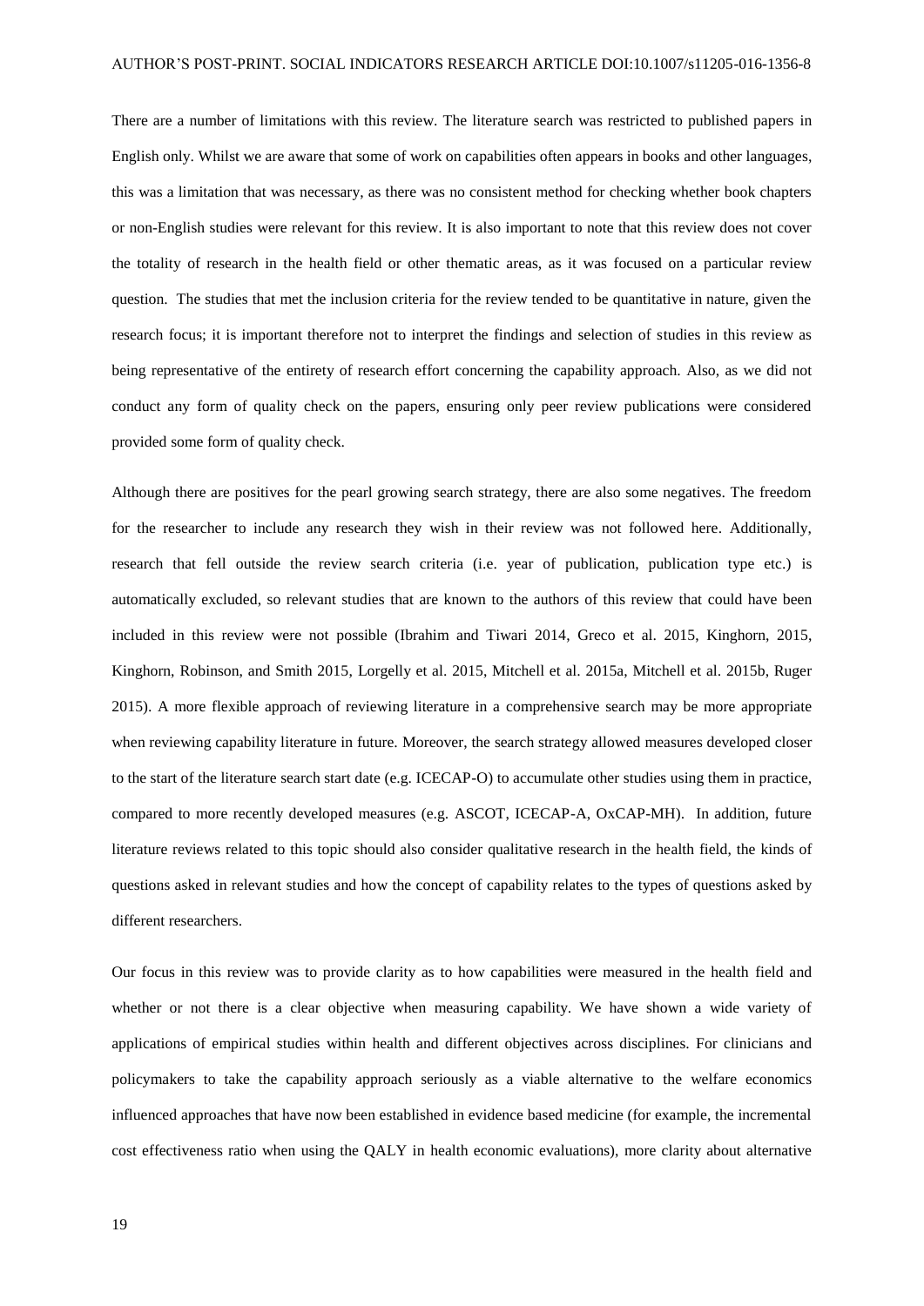There are a number of limitations with this review. The literature search was restricted to published papers in English only. Whilst we are aware that some of work on capabilities often appears in books and other languages, this was a limitation that was necessary, as there was no consistent method for checking whether book chapters or non-English studies were relevant for this review. It is also important to note that this review does not cover the totality of research in the health field or other thematic areas, as it was focused on a particular review question. The studies that met the inclusion criteria for the review tended to be quantitative in nature, given the research focus; it is important therefore not to interpret the findings and selection of studies in this review as being representative of the entirety of research effort concerning the capability approach. Also, as we did not conduct any form of quality check on the papers, ensuring only peer review publications were considered provided some form of quality check.

Although there are positives for the pearl growing search strategy, there are also some negatives. The freedom for the researcher to include any research they wish in their review was not followed here. Additionally, research that fell outside the review search criteria (i.e. year of publication, publication type etc.) is automatically excluded, so relevant studies that are known to the authors of this review that could have been included in this review were not possible (Ibrahim and Tiwari 2014, Greco et al. 2015, Kinghorn, 2015, Kinghorn, Robinson, and Smith 2015, Lorgelly et al. 2015, Mitchell et al. 2015a, Mitchell et al. 2015b, Ruger 2015). A more flexible approach of reviewing literature in a comprehensive search may be more appropriate when reviewing capability literature in future. Moreover, the search strategy allowed measures developed closer to the start of the literature search start date (e.g. ICECAP-O) to accumulate other studies using them in practice, compared to more recently developed measures (e.g. ASCOT, ICECAP-A, OxCAP-MH). In addition, future literature reviews related to this topic should also consider qualitative research in the health field, the kinds of questions asked in relevant studies and how the concept of capability relates to the types of questions asked by different researchers.

Our focus in this review was to provide clarity as to how capabilities were measured in the health field and whether or not there is a clear objective when measuring capability. We have shown a wide variety of applications of empirical studies within health and different objectives across disciplines. For clinicians and policymakers to take the capability approach seriously as a viable alternative to the welfare economics influenced approaches that have now been established in evidence based medicine (for example, the incremental cost effectiveness ratio when using the QALY in health economic evaluations), more clarity about alternative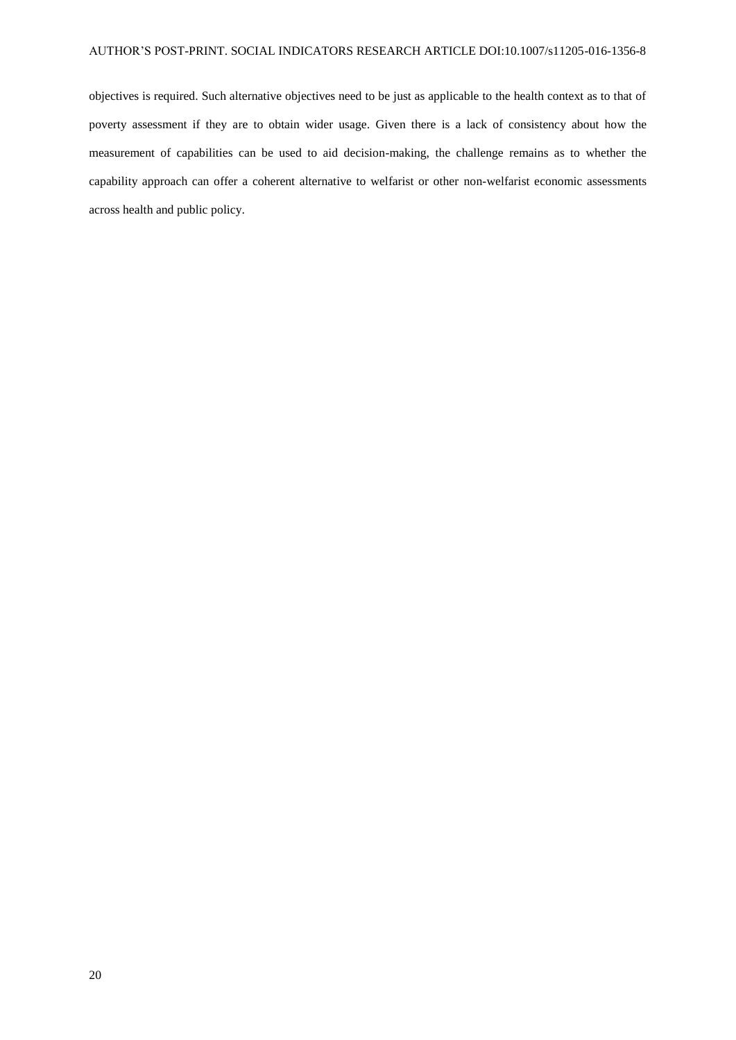objectives is required. Such alternative objectives need to be just as applicable to the health context as to that of poverty assessment if they are to obtain wider usage. Given there is a lack of consistency about how the measurement of capabilities can be used to aid decision-making, the challenge remains as to whether the capability approach can offer a coherent alternative to welfarist or other non-welfarist economic assessments across health and public policy.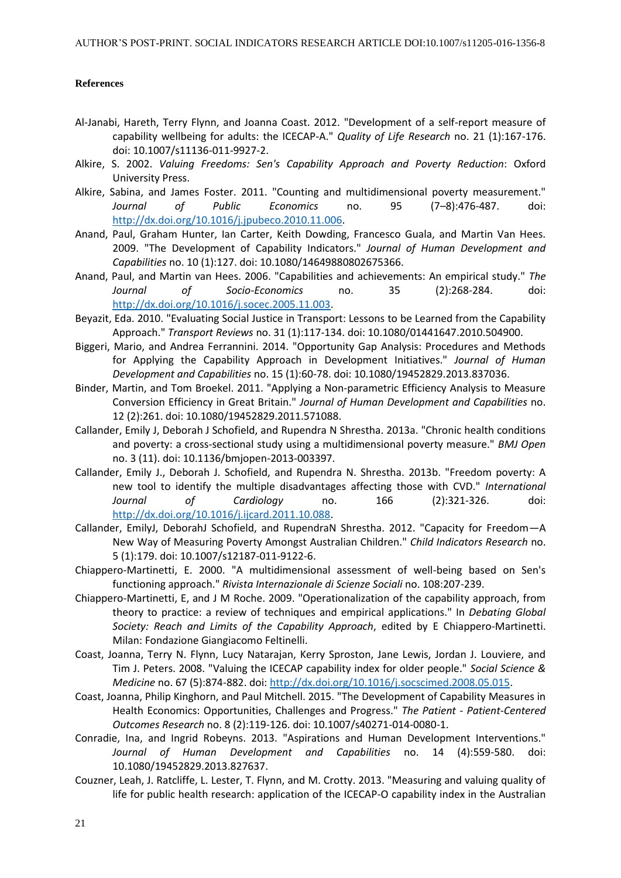**References**

- Al-Janabi, Hareth, Terry Flynn, and Joanna Coast. 2012. "Development of a self-report measure of capability wellbeing for adults: the ICECAP-A." *Quality of Life Research* no. 21 (1):167-176. doi: 10.1007/s11136-011-9927-2.
- Alkire, S. 2002. *Valuing Freedoms: Sen's Capability Approach and Poverty Reduction*: Oxford University Press.
- Alkire, Sabina, and James Foster. 2011. "Counting and multidimensional poverty measurement." *Journal of Public Economics* no. 95 (7–8):476-487. doi: http://dx.doi.org/10.1016/j.jpubeco.2010.11.006.
- Anand, Paul, Graham Hunter, Ian Carter, Keith Dowding, Francesco Guala, and Martin Van Hees. 2009. "The Development of Capability Indicators." *Journal of Human Development and Capabilities* no. 10 (1):127. doi: 10.1080/14649880802675366.
- Anand, Paul, and Martin van Hees. 2006. "Capabilities and achievements: An empirical study." *The Journal of Socio-Economics* no. 35 (2):268-284. doi: http://dx.doi.org/10.1016/j.socec.2005.11.003.
- Beyazit, Eda. 2010. "Evaluating Social Justice in Transport: Lessons to be Learned from the Capability Approach." *Transport Reviews* no. 31 (1):117-134. doi: 10.1080/01441647.2010.504900.
- Biggeri, Mario, and Andrea Ferrannini. 2014. "Opportunity Gap Analysis: Procedures and Methods for Applying the Capability Approach in Development Initiatives." *Journal of Human Development and Capabilities* no. 15 (1):60-78. doi: 10.1080/19452829.2013.837036.
- Binder, Martin, and Tom Broekel. 2011. "Applying a Non-parametric Efficiency Analysis to Measure Conversion Efficiency in Great Britain." *Journal of Human Development and Capabilities* no. 12 (2):261. doi: 10.1080/19452829.2011.571088.
- Callander, Emily J, Deborah J Schofield, and Rupendra N Shrestha. 2013a. "Chronic health conditions and poverty: a cross-sectional study using a multidimensional poverty measure." *BMJ Open* no. 3 (11). doi: 10.1136/bmjopen-2013-003397.
- Callander, Emily J., Deborah J. Schofield, and Rupendra N. Shrestha. 2013b. "Freedom poverty: A new tool to identify the multiple disadvantages affecting those with CVD." *International Journal of Cardiology* no. 166 (2):321-326. doi: http://dx.doi.org/10.1016/j.ijcard.2011.10.088.
- Callander, EmilyJ, DeborahJ Schofield, and RupendraN Shrestha. 2012. "Capacity for Freedom—A New Way of Measuring Poverty Amongst Australian Children." *Child Indicators Research* no. 5 (1):179. doi: 10.1007/s12187-011-9122-6.
- Chiappero-Martinetti, E. 2000. "A multidimensional assessment of well-being based on Sen's functioning approach." *Rivista Internazionale di Scienze Sociali* no. 108:207-239.
- Chiappero-Martinetti, E, and J M Roche. 2009. "Operationalization of the capability approach, from theory to practice: a review of techniques and empirical applications." In *Debating Global Society: Reach and Limits of the Capability Approach*, edited by E Chiappero-Martinetti. Milan: Fondazione Giangiacomo Feltinelli.
- Coast, Joanna, Terry N. Flynn, Lucy Natarajan, Kerry Sproston, Jane Lewis, Jordan J. Louviere, and Tim J. Peters. 2008. "Valuing the ICECAP capability index for older people." *Social Science & Medicine* no. 67 (5):874-882. doi: http://dx.doi.org/10.1016/j.socscimed.2008.05.015.
- Coast, Joanna, Philip Kinghorn, and Paul Mitchell. 2015. "The Development of Capability Measures in Health Economics: Opportunities, Challenges and Progress." *The Patient - Patient-Centered Outcomes Research* no. 8 (2):119-126. doi: 10.1007/s40271-014-0080-1.
- Conradie, Ina, and Ingrid Robeyns. 2013. "Aspirations and Human Development Interventions." *Journal of Human Development and Capabilities* no. 14 (4):559-580. doi: 10.1080/19452829.2013.827637.
- Couzner, Leah, J. Ratcliffe, L. Lester, T. Flynn, and M. Crotty. 2013. "Measuring and valuing quality of life for public health research: application of the ICECAP-O capability index in the Australian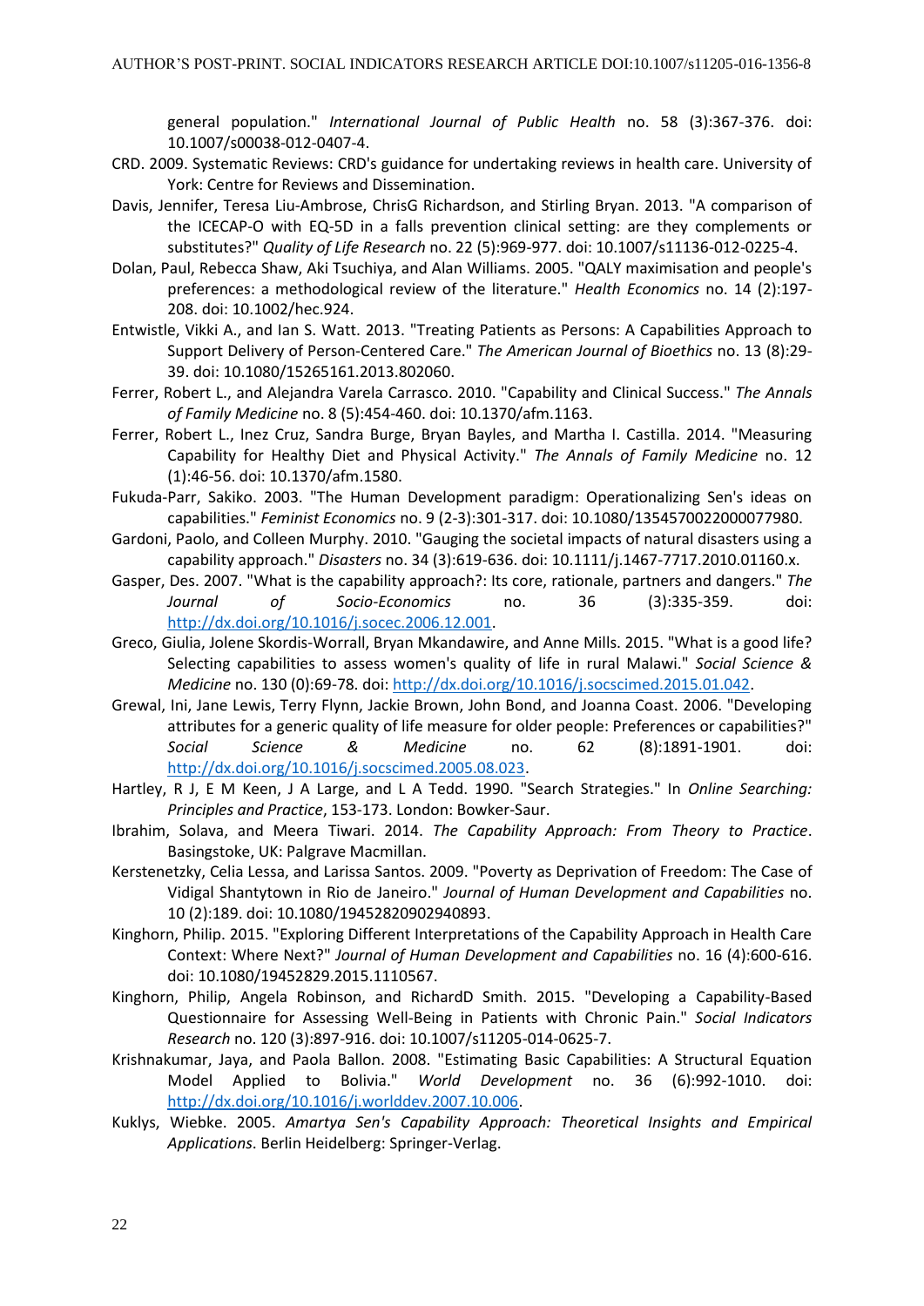general population." *International Journal of Public Health* no. 58 (3):367-376. doi: 10.1007/s00038-012-0407-4.

CRD. 2009. Systematic Reviews: CRD's guidance for undertaking reviews in health care. University of York: Centre for Reviews and Dissemination.

Davis, Jennifer, Teresa Liu-Ambrose, ChrisG Richardson, and Stirling Bryan. 2013. "A comparison of the ICECAP-O with EQ-5D in a falls prevention clinical setting: are they complements or substitutes?" *Quality of Life Research* no. 22 (5):969-977. doi: 10.1007/s11136-012-0225-4.

Dolan, Paul, Rebecca Shaw, Aki Tsuchiya, and Alan Williams. 2005. "QALY maximisation and people's preferences: a methodological review of the literature." *Health Economics* no. 14 (2):197-208. doi: 10.1002/hec.924.

Entwistle, Vikki A., and Ian S. Watt. 2013. "Treating Patients as Persons: A Capabilities Approach to Support Delivery of Person-Centered Care." *The American Journal of Bioethics* no. 13 (8):29-39. doi: 10.1080/15265161.2013.802060.

Ferrer, Robert L., and Alejandra Varela Carrasco. 2010. "Capability and Clinical Success." *The Annals of Family Medicine* no. 8 (5):454-460. doi: 10.1370/afm.1163.

Ferrer, Robert L., Inez Cruz, Sandra Burge, Bryan Bayles, and Martha I. Castilla. 2014. "Measuring Capability for Healthy Diet and Physical Activity." *The Annals of Family Medicine* no. 12 (1):46-56. doi: 10.1370/afm.1580.

Fukuda-Parr, Sakiko. 2003. "The Human Development paradigm: Operationalizing Sen's ideas on capabilities." *Feminist Economics* no. 9 (2-3):301-317. doi: 10.1080/1354570022000077980.

Gardoni, Paolo, and Colleen Murphy. 2010. "Gauging the societal impacts of natural disasters using a capability approach." *Disasters* no. 34 (3):619-636. doi: 10.1111/j.1467-7717.2010.01160.x.

Gasper, Des. 2007. "What is the capability approach?: Its core, rationale, partners and dangers." *The Journal of Socio-Economics* no. 36 (3):335-359. doi: http://dx.doi.org/10.1016/j.socec.2006.12.001.

Greco, Giulia, Jolene Skordis-Worrall, Bryan Mkandawire, and Anne Mills. 2015. "What is a good life? Selecting capabilities to assess women's quality of life in rural Malawi." *Social Science & Medicine* no. 130 (0):69-78. doi: http://dx.doi.org/10.1016/j.socscimed.2015.01.042.

Grewal, Ini, Jane Lewis, Terry Flynn, Jackie Brown, John Bond, and Joanna Coast. 2006. "Developing attributes for a generic quality of life measure for older people: Preferences or capabilities?" *Social Science & Medicine* no. 62 (8):1891-1901. doi: http://dx.doi.org/10.1016/j.socscimed.2005.08.023.

Hartley, R J, E M Keen, J A Large, and L A Tedd. 1990. "Search Strategies." In *Online Searching: Principles and Practice*, 153-173. London: Bowker-Saur.

Ibrahim, Solava, and Meera Tiwari. 2014. *The Capability Approach: From Theory to Practice*. Basingstoke, UK: Palgrave Macmillan.

Kerstenetzky, Celia Lessa, and Larissa Santos. 2009. "Poverty as Deprivation of Freedom: The Case of Vidigal Shantytown in Rio de Janeiro." *Journal of Human Development and Capabilities* no. 10 (2):189. doi: 10.1080/19452820902940893.

Kinghorn, Philip. 2015. "Exploring Different Interpretations of the Capability Approach in Health Care Context: Where Next?" *Journal of Human Development and Capabilities* no. 16 (4):600-616. doi: 10.1080/19452829.2015.1110567.

Kinghorn, Philip, Angela Robinson, and RichardD Smith. 2015. "Developing a Capability-Based Questionnaire for Assessing Well-Being in Patients with Chronic Pain." *Social Indicators Research* no. 120 (3):897-916. doi: 10.1007/s11205-014-0625-7.

Krishnakumar, Jaya, and Paola Ballon. 2008. "Estimating Basic Capabilities: A Structural Equation Model Applied to Bolivia." *World Development* no. 36 (6):992-1010. doi: http://dx.doi.org/10.1016/j.worlddev.2007.10.006.

Kuklys, Wiebke. 2005. *Amartya Sen's Capability Approach: Theoretical Insights and Empirical Applications*. Berlin Heidelberg: Springer-Verlag.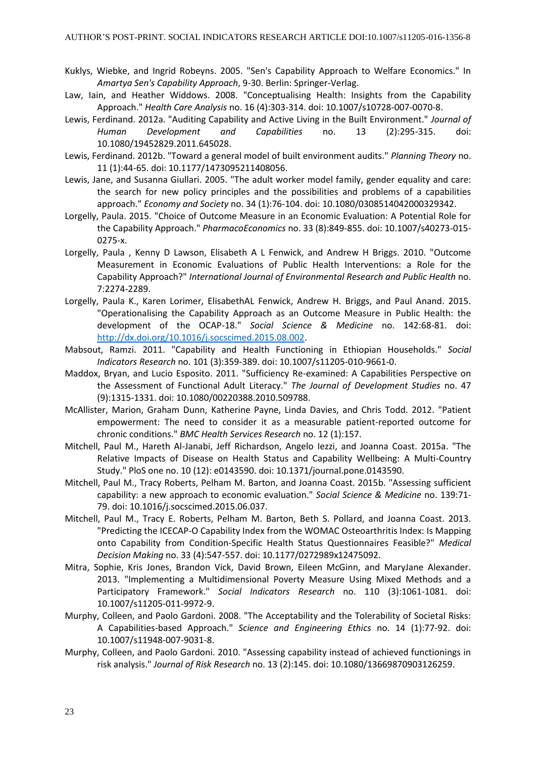Kuklys, Wiebke, and Ingrid Robeyns. 2005. "Sen's Capability Approach to Welfare Economics." In *Amartya Sen's Capability Approach*, 9-30. Berlin: Springer-Verlag.

Law, Iain, and Heather Widdows. 2008. "Conceptualising Health: Insights from the Capability Approach." *Health Care Analysis* no. 16 (4):303-314. doi: 10.1007/s10728-007-0070-8.

Lewis, Ferdinand. 2012a. "Auditing Capability and Active Living in the Built Environment." *Journal of Human Development and Capabilities* no. 13 (2):295-315. doi: 10.1080/19452829.2011.645028.

Lewis, Ferdinand. 2012b. "Toward a general model of built environment audits." *Planning Theory* no. 11 (1):44-65. doi: 10.1177/1473095211408056.

Lewis, Jane, and Susanna Giullari. 2005. "The adult worker model family, gender equality and care: the search for new policy principles and the possibilities and problems of a capabilities approach." *Economy and Society* no. 34 (1):76-104. doi: 10.1080/0308514042000329342.

Lorgelly, Paula. 2015. "Choice of Outcome Measure in an Economic Evaluation: A Potential Role for the Capability Approach." *PharmacoEconomics* no. 33 (8):849-855. doi: 10.1007/s40273-015-0275-x.

Lorgelly, Paula , Kenny D Lawson, Elisabeth A L Fenwick, and Andrew H Briggs. 2010. "Outcome Measurement in Economic Evaluations of Public Health Interventions: a Role for the Capability Approach?" *International Journal of Environmental Research and Public Health* no. 7:2274-2289.

Lorgelly, Paula K., Karen Lorimer, ElisabethAL Fenwick, Andrew H. Briggs, and Paul Anand. 2015. "Operationalising the Capability Approach as an Outcome Measure in Public Health: the development of the OCAP-18." *Social Science & Medicine* no. 142:68-81. doi: http://dx.doi.org/10.1016/j.socscimed.2015.08.002.

Mabsout, Ramzi. 2011. "Capability and Health Functioning in Ethiopian Households." *Social Indicators Research* no. 101 (3):359-389. doi: 10.1007/s11205-010-9661-0.

Maddox, Bryan, and Lucio Esposito. 2011. "Sufficiency Re-examined: A Capabilities Perspective on the Assessment of Functional Adult Literacy." *The Journal of Development Studies* no. 47 (9):1315-1331. doi: 10.1080/00220388.2010.509788.

McAllister, Marion, Graham Dunn, Katherine Payne, Linda Davies, and Chris Todd. 2012. "Patient empowerment: The need to consider it as a measurable patient-reported outcome for chronic conditions." *BMC Health Services Research* no. 12 (1):157.

Mitchell, Paul M., Hareth Al-Janabi, Jeff Richardson, Angelo Iezzi, and Joanna Coast. 2015a. "The Relative Impacts of Disease on Health Status and Capability Wellbeing: A Multi-Country Study." PloS one no. 10 (12): e0143590. doi: 10.1371/journal.pone.0143590.

Mitchell, Paul M., Tracy Roberts, Pelham M. Barton, and Joanna Coast. 2015b. "Assessing sufficient capability: a new approach to economic evaluation." *Social Science & Medicine* no. 139:71-79. doi: 10.1016/j.socscimed.2015.06.037.

Mitchell, Paul M., Tracy E. Roberts, Pelham M. Barton, Beth S. Pollard, and Joanna Coast. 2013. "Predicting the ICECAP-O Capability Index from the WOMAC Osteoarthritis Index: Is Mapping onto Capability from Condition-Specific Health Status Questionnaires Feasible?" *Medical Decision Making* no. 33 (4):547-557. doi: 10.1177/0272989x12475092.

Mitra, Sophie, Kris Jones, Brandon Vick, David Brown, Eileen McGinn, and MaryJane Alexander. 2013. "Implementing a Multidimensional Poverty Measure Using Mixed Methods and a Participatory Framework." *Social Indicators Research* no. 110 (3):1061-1081. doi: 10.1007/s11205-011-9972-9.

Murphy, Colleen, and Paolo Gardoni. 2008. "The Acceptability and the Tolerability of Societal Risks: A Capabilities-based Approach." *Science and Engineering Ethics* no. 14 (1):77-92. doi: 10.1007/s11948-007-9031-8.

Murphy, Colleen, and Paolo Gardoni. 2010. "Assessing capability instead of achieved functionings in risk analysis." *Journal of Risk Research* no. 13 (2):145. doi: 10.1080/13669870903126259.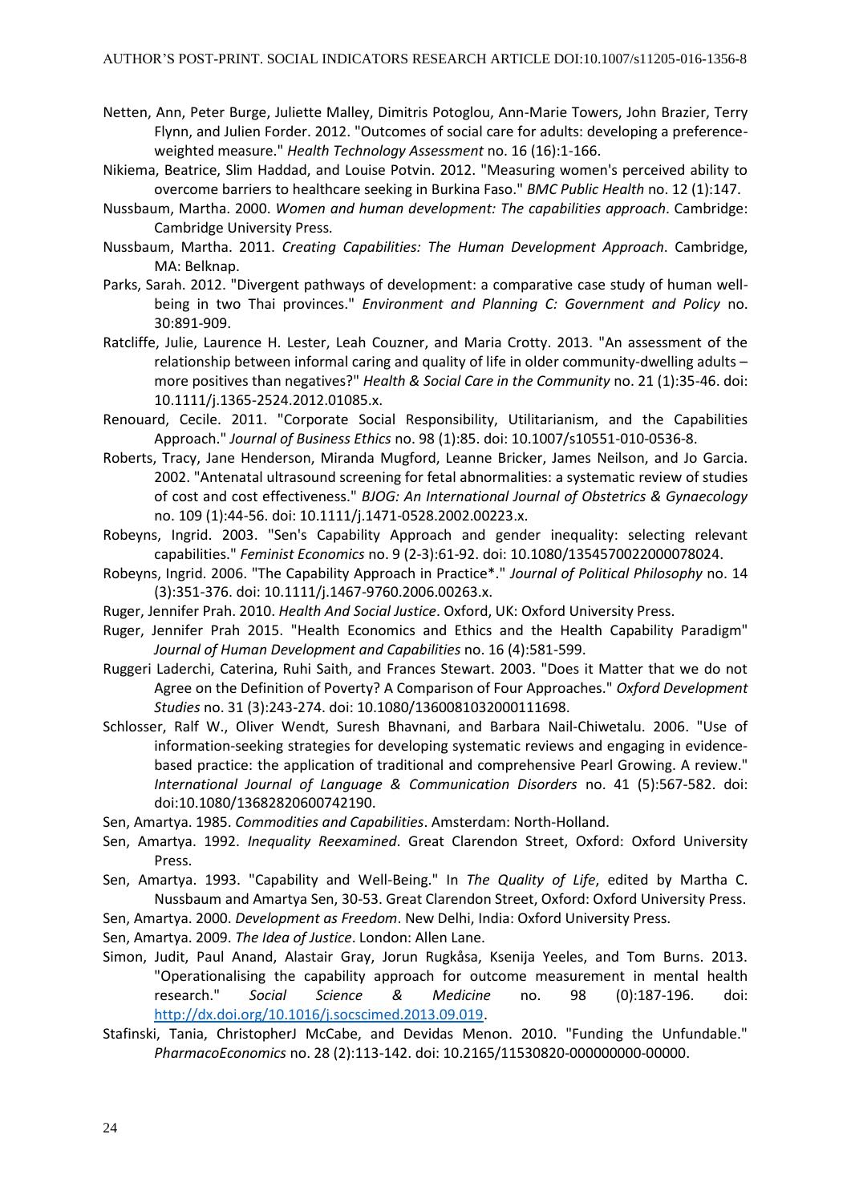Netten, Ann, Peter Burge, Juliette Malley, Dimitris Potoglou, Ann-Marie Towers, John Brazier, Terry Flynn, and Julien Forder. 2012. "Outcomes of social care for adults: developing a preference-weighted measure." *Health Technology Assessment* no. 16 (16):1-166.

Nikiema, Beatrice, Slim Haddad, and Louise Potvin. 2012. "Measuring women's perceived ability to overcome barriers to healthcare seeking in Burkina Faso." *BMC Public Health* no. 12 (1):147.

Nussbaum, Martha. 2000. *Women and human development: The capabilities approach*. Cambridge: Cambridge University Press.

Nussbaum, Martha. 2011. *Creating Capabilities: The Human Development Approach*. Cambridge, MA: Belknap.

Parks, Sarah. 2012. "Divergent pathways of development: a comparative case study of human well-being in two Thai provinces." *Environment and Planning C: Government and Policy* no. 30:891-909.

Ratcliffe, Julie, Laurence H. Lester, Leah Couzner, and Maria Crotty. 2013. "An assessment of the relationship between informal caring and quality of life in older community-dwelling adults – more positives than negatives?" *Health & Social Care in the Community* no. 21 (1):35-46. doi: 10.1111/j.1365-2524.2012.01085.x.

Renouard, Cecile. 2011. "Corporate Social Responsibility, Utilitarianism, and the Capabilities Approach." *Journal of Business Ethics* no. 98 (1):85. doi: 10.1007/s10551-010-0536-8.

Roberts, Tracy, Jane Henderson, Miranda Mugford, Leanne Bricker, James Neilson, and Jo Garcia. 2002. "Antenatal ultrasound screening for fetal abnormalities: a systematic review of studies of cost and cost effectiveness." *BJOG: An International Journal of Obstetrics & Gynaecology* no. 109 (1):44-56. doi: 10.1111/j.1471-0528.2002.00223.x.

Robeyns, Ingrid. 2003. "Sen's Capability Approach and gender inequality: selecting relevant capabilities." *Feminist Economics* no. 9 (2-3):61-92. doi: 10.1080/1354570022000078024.

Robeyns, Ingrid. 2006. "The Capability Approach in Practice*." *Journal of Political Philosophy* no. 14 (3):351-376. doi: 10.1111/j.1467-9760.2006.00263.x.

Ruger, Jennifer Prah. 2010. *Health And Social Justice*. Oxford, UK: Oxford University Press.

Ruger, Jennifer Prah 2015. "Health Economics and Ethics and the Health Capability Paradigm" *Journal of Human Development and Capabilities* no. 16 (4):581-599.

Ruggeri Laderchi, Caterina, Ruhi Saith, and Frances Stewart. 2003. "Does it Matter that we do not Agree on the Definition of Poverty? A Comparison of Four Approaches." *Oxford Development Studies* no. 31 (3):243-274. doi: 10.1080/1360081032000111698.

Schlosser, Ralf W., Oliver Wendt, Suresh Bhavnani, and Barbara Nail-Chiwetalu. 2006. "Use of information-seeking strategies for developing systematic reviews and engaging in evidence-based practice: the application of traditional and comprehensive Pearl Growing. A review." *International Journal of Language & Communication Disorders* no. 41 (5):567-582. doi: doi:10.1080/13682820600742190.

Sen, Amartya. 1985. *Commodities and Capabilities*. Amsterdam: North-Holland.

Sen, Amartya. 1992. *Inequality Reexamined*. Great Clarendon Street, Oxford: Oxford University Press.

Sen, Amartya. 1993. "Capability and Well-Being." In *The Quality of Life*, edited by Martha C. Nussbaum and Amartya Sen, 30-53. Great Clarendon Street, Oxford: Oxford University Press.

Sen, Amartya. 2000. *Development as Freedom*. New Delhi, India: Oxford University Press.

Sen, Amartya. 2009. *The Idea of Justice*. London: Allen Lane.

Simon, Judit, Paul Anand, Alastair Gray, Jorun Rugkåsa, Ksenija Yeeles, and Tom Burns. 2013. "Operationalising the capability approach for outcome measurement in mental health research." *Social Science & Medicine* no. 98 (0):187-196. doi: http://dx.doi.org/10.1016/j.socscimed.2013.09.019.

Stafinski, Tania, ChristopherJ McCabe, and Devidas Menon. 2010. "Funding the Unfundable." *PharmacoEconomics* no. 28 (2):113-142. doi: 10.2165/11530820-000000000-00000.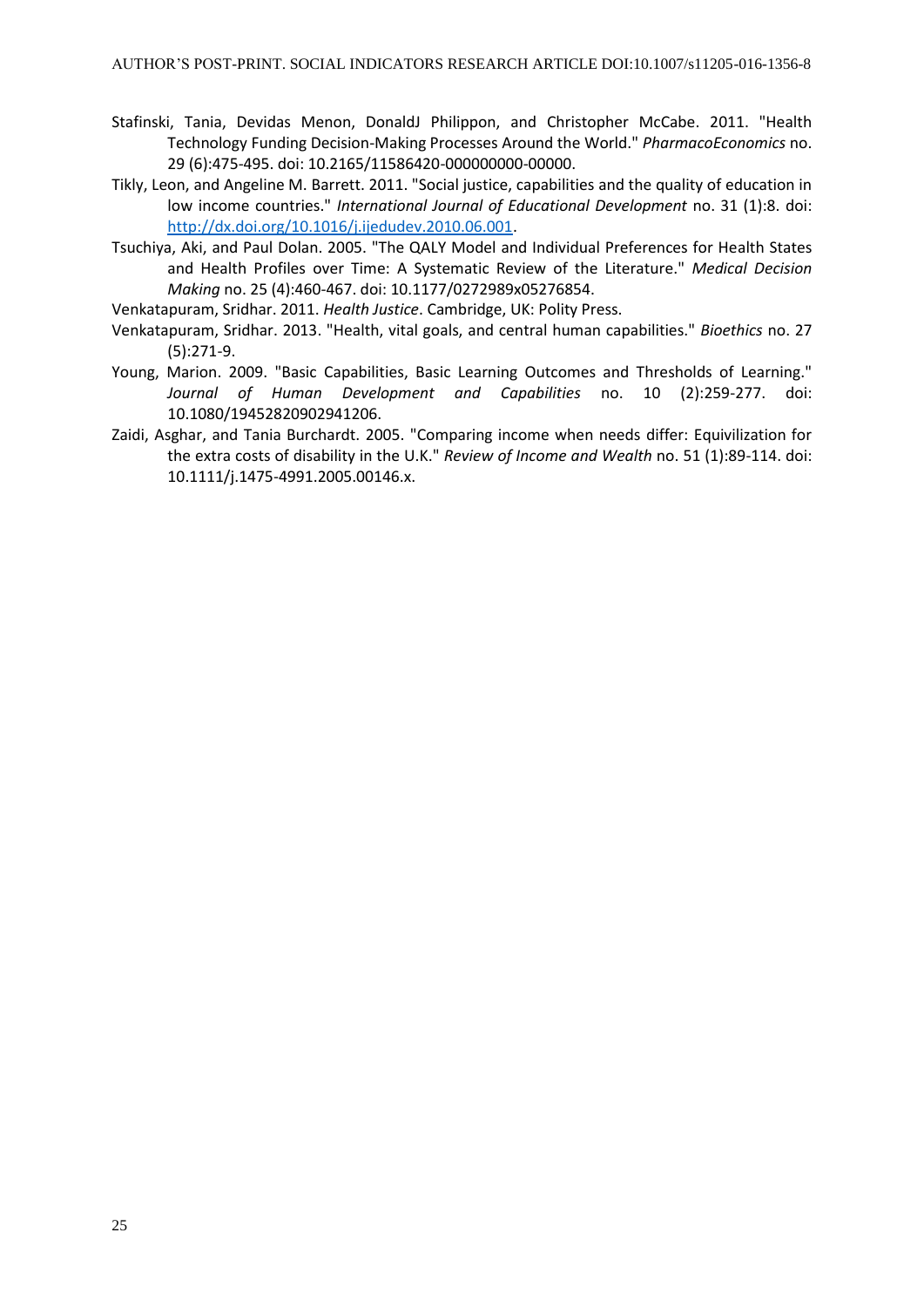Stafinski, Tania, Devidas Menon, DonaldJ Philippon, and Christopher McCabe. 2011. "Health Technology Funding Decision-Making Processes Around the World." *PharmacoEconomics* no. 29 (6):475-495. doi: 10.2165/11586420-000000000-00000.

Tikly, Leon, and Angeline M. Barrett. 2011. "Social justice, capabilities and the quality of education in low income countries." *International Journal of Educational Development* no. 31 (1):8. doi: http://dx.doi.org/10.1016/j.ijedudev.2010.06.001.

Tsuchiya, Aki, and Paul Dolan. 2005. "The QALY Model and Individual Preferences for Health States and Health Profiles over Time: A Systematic Review of the Literature." *Medical Decision Making* no. 25 (4):460-467. doi: 10.1177/0272989x05276854.

Venkatapuram, Sridhar. 2011. *Health Justice*. Cambridge, UK: Polity Press.

Venkatapuram, Sridhar. 2013. "Health, vital goals, and central human capabilities." *Bioethics* no. 27 (5):271-9.

Young, Marion. 2009. "Basic Capabilities, Basic Learning Outcomes and Thresholds of Learning." *Journal of Human Development and Capabilities* no. 10 (2):259-277. doi: 10.1080/19452820902941206.

Zaidi, Asghar, and Tania Burchardt. 2005. "Comparing income when needs differ: Equivilization for the extra costs of disability in the U.K." *Review of Income and Wealth* no. 51 (1):89-114. doi: 10.1111/j.1475-4991.2005.00146.x.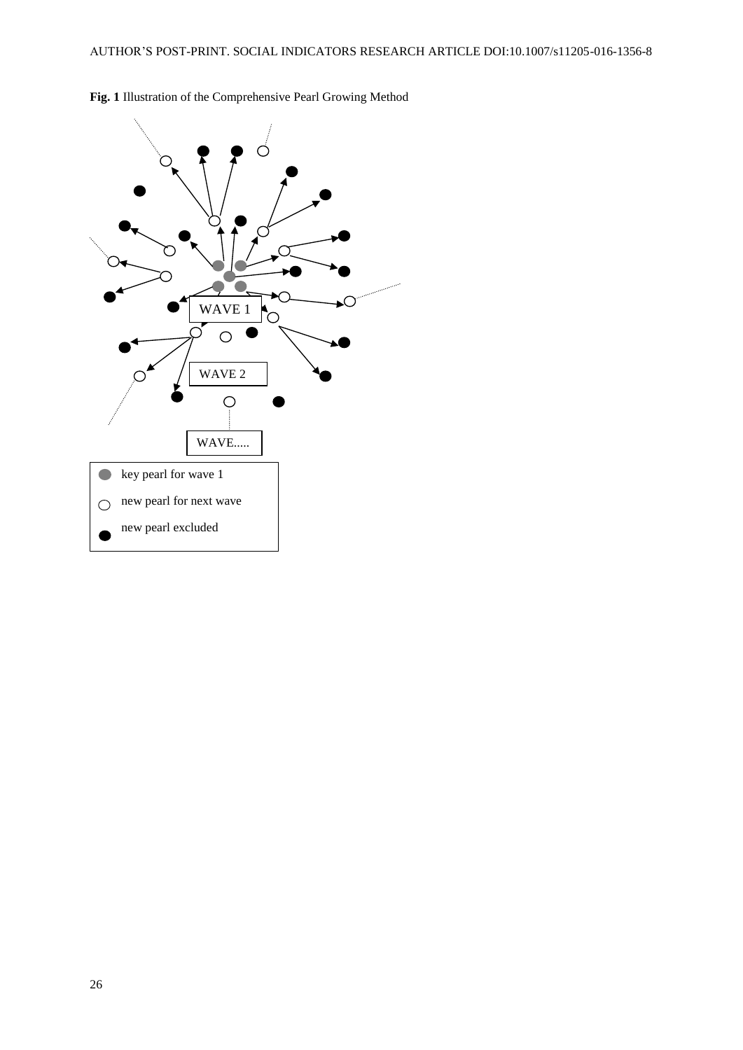**Fig. 1** Illustration of the Comprehensive Pearl Growing Method

WAVE 1

WAVE 2

WAVE.....

- key pearl for wave 1
- new pearl for next wave
- new pearl excluded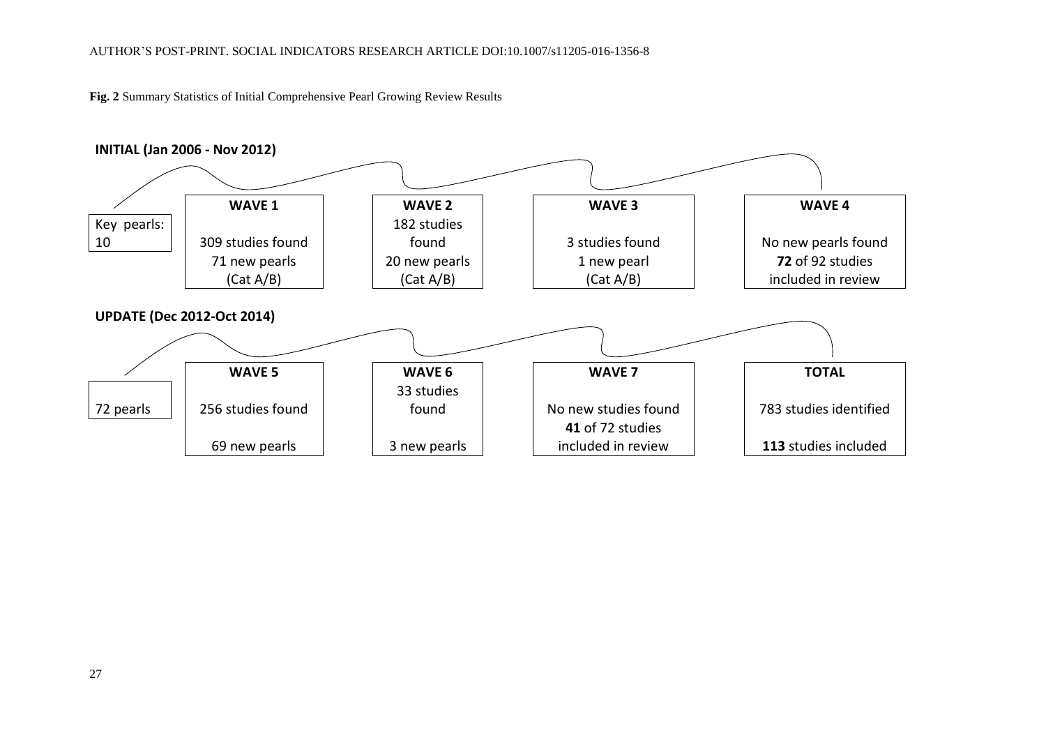**Fig. 2** Summary Statistics of Initial Comprehensive Pearl Growing Review Results

**INITIAL (Jan 2006 - Nov 2012)**

| Key pearls: 10 | **WAVE 1** | **WAVE 2** | **WAVE 3** | **WAVE 4** |
|---|---|---|---|---|
| | 309 studies found<br>71 new pearls<br>(Cat A/B) | 182 studies found<br>20 new pearls<br>(Cat A/B) | 3 studies found<br>1 new pearl<br>(Cat A/B) | No new pearls found<br>**72** of 92 studies included in review |

**UPDATE (Dec 2012-Oct 2014)**

| 72 pearls | **WAVE 5** | **WAVE 6** | **WAVE 7** | **TOTAL** |
|---|---|---|---|---|
| | 256 studies found<br>69 new pearls | 33 studies found<br>3 new pearls | No new studies found<br>**41** of 72 studies included in review | 783 studies identified<br>**113** studies included |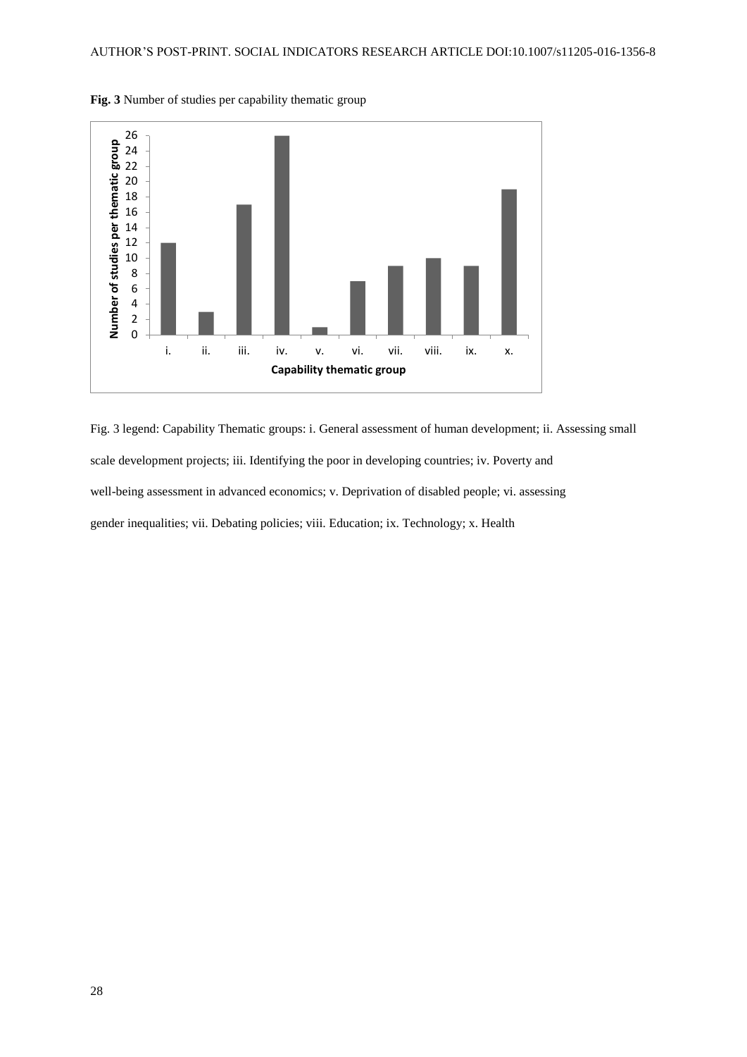**Fig. 3** Number of studies per capability thematic group

Number of studies per thematic group

26
24
22
20
18
16
14
12
10
8
6
4
2
0

i. ii. iii. iv. v. vi. vii. viii. ix. x.

Capability thematic group

Fig. 3 legend: Capability Thematic groups: i. General assessment of human development; ii. Assessing small scale development projects; iii. Identifying the poor in developing countries; iv. Poverty and well-being assessment in advanced economics; v. Deprivation of disabled people; vi. assessing gender inequalities; vii. Debating policies; viii. Education; ix. Technology; x. Health